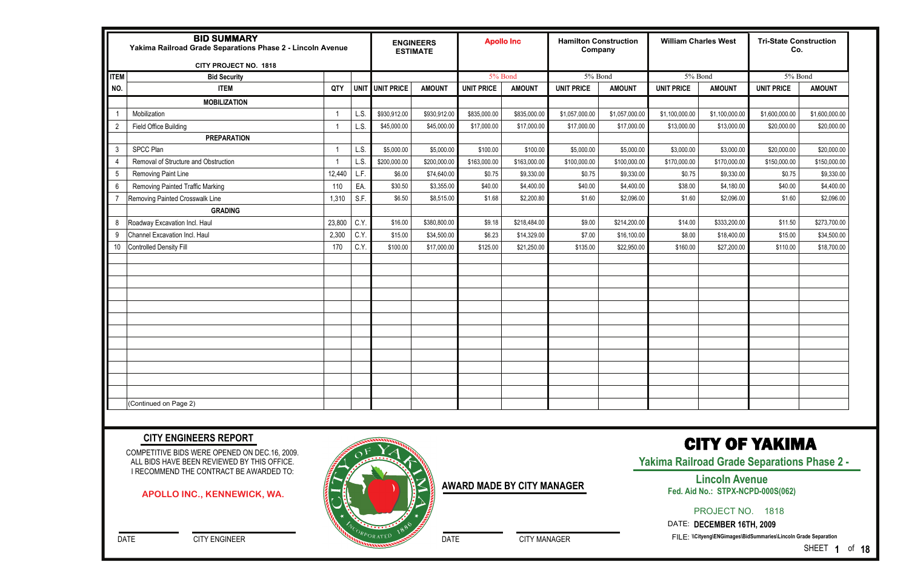| **BID SUMMARY** Yakima Railroad Grade Separations Phase 2 - Lincoln Avenue CITY PROJECT NO. 1818 | | | | ENGINEERS ESTIMATE | | Apollo Inc | | Hamilton Construction Company | | William Charles West | | Tri-State Construction Co. | |
|---|---|---|---|---|---|---|---|---|---|---|---|---|---|
| ITEM | Bid Security | | | | | 5% Bond | | 5% Bond | | 5% Bond | | 5% Bond | |
| NO. | ITEM | QTY | UNIT | UNIT PRICE | AMOUNT | UNIT PRICE | AMOUNT | UNIT PRICE | AMOUNT | UNIT PRICE | AMOUNT | UNIT PRICE | AMOUNT |
| | **MOBILIZATION** | | | | | | | | | | | | |
| 1 | Mobilization | 1 | L.S. | $930,912.00 | $930,912.00 | $835,000.00 | $835,000.00 | $1,057,000.00 | $1,057,000.00 | $1,100,000.00 | $1,100,000.00 | $1,600,000.00 | $1,600,000.00 |
| 2 | Field Office Building | 1 | L.S. | $45,000.00 | $45,000.00 | $17,000.00 | $17,000.00 | $17,000.00 | $17,000.00 | $13,000.00 | $13,000.00 | $20,000.00 | $20,000.00 |
| | **PREPARATION** | | | | | | | | | | | | |
| 3 | SPCC Plan | 1 | L.S. | $5,000.00 | $5,000.00 | $100.00 | $100.00 | $5,000.00 | $5,000.00 | $3,000.00 | $3,000.00 | $20,000.00 | $20,000.00 |
| 4 | Removal of Structure and Obstruction | 1 | L.S. | $200,000.00 | $200,000.00 | $163,000.00 | $163,000.00 | $100,000.00 | $100,000.00 | $170,000.00 | $170,000.00 | $150,000.00 | $150,000.00 |
| 5 | Removing Paint Line | 12,440 | L.F. | $6.00 | $74,640.00 | $0.75 | $9,330.00 | $0.75 | $9,330.00 | $0.75 | $9,330.00 | $0.75 | $9,330.00 |
| 6 | Removing Painted Traffic Marking | 110 | EA. | $30.50 | $3,355.00 | $40.00 | $4,400.00 | $40.00 | $4,400.00 | $38.00 | $4,180.00 | $40.00 | $4,400.00 |
| 7 | Removing Painted Crosswalk Line | 1,310 | S.F. | $6.50 | $8,515.00 | $1.68 | $2,200.80 | $1.60 | $2,096.00 | $1.60 | $2,096.00 | $1.60 | $2,096.00 |
| | **GRADING** | | | | | | | | | | | | |
| 8 | Roadway Excavation Incl. Haul | 23,800 | C.Y. | $16.00 | $380,800.00 | $9.18 | $218,484.00 | $9.00 | $214,200.00 | $14.00 | $333,200.00 | $11.50 | $273,700.00 |
| 9 | Channel Excavation Incl. Haul | 2,300 | C.Y. | $15.00 | $34,500.00 | $6.23 | $14,329.00 | $7.00 | $16,100.00 | $8.00 | $18,400.00 | $15.00 | $34,500.00 |
| 10 | Controlled Density Fill | 170 | C.Y. | $100.00 | $17,000.00 | $125.00 | $21,250.00 | $135.00 | $22,950.00 | $160.00 | $27,200.00 | $110.00 | $18,700.00 |
| | (Continued on Page 2) | | | | | | | | | | | | |

## CITY ENGINEERS REPORT

COMPETITIVE BIDS WERE OPENED ON DEC.16, 2009.
ALL BIDS HAVE BEEN REVIEWED BY THIS OFFICE.
I RECOMMEND THE CONTRACT BE AWARDED TO:

**APOLLO INC., KENNEWICK, WA.**

DATE CITY ENGINEER

**AWARD MADE BY CITY MANAGER**

DATE CITY MANAGER

# CITY OF YAKIMA

**Yakima Railroad Grade Separations Phase 2 - Lincoln Avenue**

**Fed. Aid No.: STPX-NCPD-000S(062)**

PROJECT NO. 1818

DATE: **DECEMBER 16TH, 2009**

FILE: **\\Cityeng\ENGimages\BidSummaries\Lincoln Grade Separation**

SHEET **1** of **18**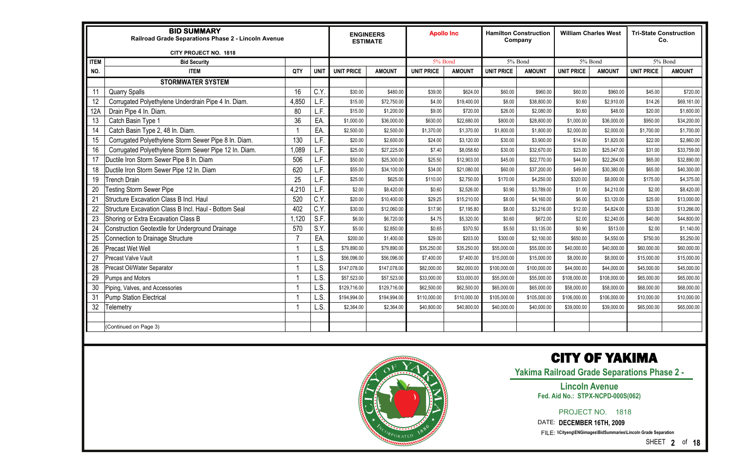# BID SUMMARY

**Railroad Grade Separations Phase 2 - Lincoln Avenue**

**CITY PROJECT NO. 1818**

| ITEM NO. | ITEM | QTY | UNIT | ENGINEERS ESTIMATE UNIT PRICE | ENGINEERS ESTIMATE AMOUNT | Apollo Inc UNIT PRICE | Apollo Inc AMOUNT | Hamilton Construction Company UNIT PRICE | Hamilton Construction Company AMOUNT | William Charles West UNIT PRICE | William Charles West AMOUNT | Tri-State Construction Co. UNIT PRICE | Tri-State Construction Co. AMOUNT |
|---|---|---|---|---|---|---|---|---|---|---|---|---|---|
| | Bid Security | | | | | 5% Bond | | 5% Bond | | 5% Bond | | 5% Bond | |
| | **STORMWATER SYSTEM** | | | | | | | | | | | | |
| 11 | Quarry Spalls | 16 | C.Y. | $30.00 | $480.00 | $39.00 | $624.00 | $60.00 | $960.00 | $60.00 | $960.00 | $45.00 | $720.00 |
| 12 | Corrugated Polyethylene Underdrain Pipe 4 In. Diam. | 4,850 | L.F. | $15.00 | $72,750.00 | $4.00 | $19,400.00 | $8.00 | $38,800.00 | $0.60 | $2,910.00 | $14.26 | $69,161.00 |
| 12A | Drain Pipe 4 In. Diam. | 80 | L.F. | $15.00 | $1,200.00 | $9.00 | $720.00 | $26.00 | $2,080.00 | $0.60 | $48.00 | $20.00 | $1,600.00 |
| 13 | Catch Basin Type 1 | 36 | EA. | $1,000.00 | $36,000.00 | $630.00 | $22,680.00 | $800.00 | $28,800.00 | $1,000.00 | $36,000.00 | $950.00 | $34,200.00 |
| 14 | Catch Basin Type 2, 48 In. Diam. | 1 | EA. | $2,500.00 | $2,500.00 | $1,370.00 | $1,370.00 | $1,800.00 | $1,800.00 | $2,000.00 | $2,000.00 | $1,700.00 | $1,700.00 |
| 15 | Corrugated Polyethylene Storm Sewer Pipe 8 In. Diam. | 130 | L.F. | $20.00 | $2,600.00 | $24.00 | $3,120.00 | $30.00 | $3,900.00 | $14.00 | $1,820.00 | $22.00 | $2,860.00 |
| 16 | Corrugated Polyethylene Storm Sewer Pipe 12 In. Diam. | 1,089 | L.F. | $25.00 | $27,225.00 | $7.40 | $8,058.60 | $30.00 | $32,670.00 | $23.00 | $25,047.00 | $31.00 | $33,759.00 |
| 17 | Ductile Iron Storm Sewer Pipe 8 In. Diam | 506 | L.F. | $50.00 | $25,300.00 | $25.50 | $12,903.00 | $45.00 | $22,770.00 | $44.00 | $22,264.00 | $65.00 | $32,890.00 |
| 18 | Ductile Iron Storm Sewer Pipe 12 In. Diam | 620 | L.F. | $55.00 | $34,100.00 | $34.00 | $21,080.00 | $60.00 | $37,200.00 | $49.00 | $30,380.00 | $65.00 | $40,300.00 |
| 19 | Trench Drain | 25 | L.F. | $25.00 | $625.00 | $110.00 | $2,750.00 | $170.00 | $4,250.00 | $320.00 | $8,000.00 | $175.00 | $4,375.00 |
| 20 | Testing Storm Sewer Pipe | 4,210 | L.F. | $2.00 | $8,420.00 | $0.60 | $2,526.00 | $0.90 | $3,789.00 | $1.00 | $4,210.00 | $2.00 | $8,420.00 |
| 21 | Structure Excavation Class B Incl. Haul | 520 | C.Y. | $20.00 | $10,400.00 | $29.25 | $15,210.00 | $8.00 | $4,160.00 | $6.00 | $3,120.00 | $25.00 | $13,000.00 |
| 22 | Structure Excavation Class B Incl. Haul - Bottom Seal | 402 | C.Y. | $30.00 | $12,060.00 | $17.90 | $7,195.80 | $8.00 | $3,216.00 | $12.00 | $4,824.00 | $33.00 | $13,266.00 |
| 23 | Shoring or Extra Excavation Class B | 1,120 | S.F. | $6.00 | $6,720.00 | $4.75 | $5,320.00 | $0.60 | $672.00 | $2.00 | $2,240.00 | $40.00 | $44,800.00 |
| 24 | Construction Geotextile for Underground Drainage | 570 | S.Y. | $5.00 | $2,850.00 | $0.65 | $370.50 | $5.50 | $3,135.00 | $0.90 | $513.00 | $2.00 | $1,140.00 |
| 25 | Connection to Drainage Structure | 7 | EA. | $200.00 | $1,400.00 | $29.00 | $203.00 | $300.00 | $2,100.00 | $650.00 | $4,550.00 | $750.00 | $5,250.00 |
| 26 | Precast Wet Well | 1 | L.S. | $79,890.00 | $79,890.00 | $35,250.00 | $35,250.00 | $55,000.00 | $55,000.00 | $40,000.00 | $40,000.00 | $60,000.00 | $60,000.00 |
| 27 | Precast Valve Vault | 1 | L.S. | $56,096.00 | $56,096.00 | $7,400.00 | $7,400.00 | $15,000.00 | $15,000.00 | $8,000.00 | $8,000.00 | $15,000.00 | $15,000.00 |
| 28 | Precast Oil/Water Separator | 1 | L.S. | $147,078.00 | $147,078.00 | $82,000.00 | $82,000.00 | $100,000.00 | $100,000.00 | $44,000.00 | $44,000.00 | $45,000.00 | $45,000.00 |
| 29 | Pumps and Motors | 1 | L.S. | $57,523.00 | $57,523.00 | $33,000.00 | $33,000.00 | $55,000.00 | $55,000.00 | $108,000.00 | $108,000.00 | $65,000.00 | $65,000.00 |
| 30 | Piping, Valves, and Accessories | 1 | L.S. | $129,716.00 | $129,716.00 | $62,500.00 | $62,500.00 | $65,000.00 | $65,000.00 | $58,000.00 | $58,000.00 | $68,000.00 | $68,000.00 |
| 31 | Pump Station Electrical | 1 | L.S. | $194,994.00 | $194,994.00 | $110,000.00 | $110,000.00 | $105,000.00 | $105,000.00 | $106,000.00 | $106,000.00 | $10,000.00 | $10,000.00 |
| 32 | Telemetry | 1 | L.S. | $2,364.00 | $2,364.00 | $40,800.00 | $40,800.00 | $40,000.00 | $40,000.00 | $39,000.00 | $39,000.00 | $65,000.00 | $65,000.00 |
| | (Continued on Page 3) | | | | | | | | | | | | |

# CITY OF YAKIMA

**Yakima Railroad Grade Separations Phase 2 -**

**Lincoln Avenue**

**Fed. Aid No.: STPX-NCPD-000S(062)**

PROJECT NO. 1818

DATE: **DECEMBER 16TH, 2009**

FILE: **\\Cityeng\ENGimages\BidSummaries\Lincoln Grade Separation**

SHEET **2** of **18**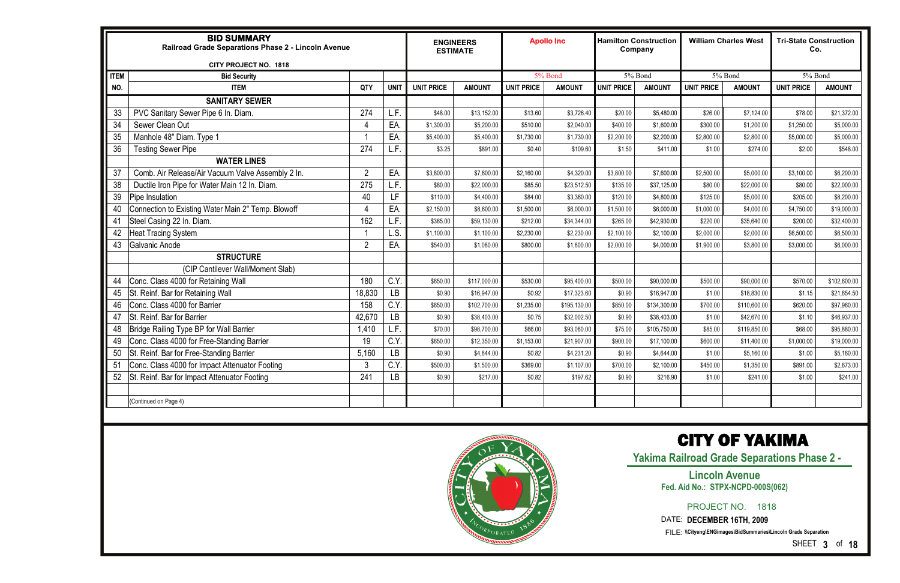| **BID SUMMARY** Railroad Grade Separations Phase 2 - Lincoln Avenue CITY PROJECT NO. 1818 | | | | ENGINEERS ESTIMATE | | Apollo Inc | | Hamilton Construction Company | | William Charles West | | Tri-State Construction Co. | |
|---|---|---|---|---|---|---|---|---|---|---|---|---|---|
| ITEM | Bid Security | | | | | 5% Bond | | 5% Bond | | 5% Bond | | 5% Bond | |
| NO. | ITEM | QTY | UNIT | UNIT PRICE | AMOUNT | UNIT PRICE | AMOUNT | UNIT PRICE | AMOUNT | UNIT PRICE | AMOUNT | UNIT PRICE | AMOUNT |
| | **SANITARY SEWER** | | | | | | | | | | | | |
| 33 | PVC Sanitary Sewer Pipe 6 In. Diam. | 274 | L.F. | $48.00 | $13,152.00 | $13.60 | $3,726.40 | $20.00 | $5,480.00 | $26.00 | $7,124.00 | $78.00 | $21,372.00 |
| 34 | Sewer Clean Out | 4 | EA. | $1,300.00 | $5,200.00 | $510.00 | $2,040.00 | $400.00 | $1,600.00 | $300.00 | $1,200.00 | $1,250.00 | $5,000.00 |
| 35 | Manhole 48" Diam. Type 1 | 1 | EA. | $5,400.00 | $5,400.00 | $1,730.00 | $1,730.00 | $2,200.00 | $2,200.00 | $2,800.00 | $2,800.00 | $5,000.00 | $5,000.00 |
| 36 | Testing Sewer Pipe | 274 | L.F. | $3.25 | $891.00 | $0.40 | $109.60 | $1.50 | $411.00 | $1.00 | $274.00 | $2.00 | $548.00 |
| | **WATER LINES** | | | | | | | | | | | | |
| 37 | Comb. Air Release/Air Vacuum Valve Assembly 2 In. | 2 | EA. | $3,800.00 | $7,600.00 | $2,160.00 | $4,320.00 | $3,800.00 | $7,600.00 | $2,500.00 | $5,000.00 | $3,100.00 | $6,200.00 |
| 38 | Ductile Iron Pipe for Water Main 12 In. Diam. | 275 | L.F. | $80.00 | $22,000.00 | $85.50 | $23,512.50 | $135.00 | $37,125.00 | $80.00 | $22,000.00 | $80.00 | $22,000.00 |
| 39 | Pipe Insulation | 40 | LF | $110.00 | $4,400.00 | $84.00 | $3,360.00 | $120.00 | $4,800.00 | $125.00 | $5,000.00 | $205.00 | $8,200.00 |
| 40 | Connection to Existing Water Main 2" Temp. Blowoff | 4 | EA. | $2,150.00 | $8,600.00 | $1,500.00 | $6,000.00 | $1,500.00 | $6,000.00 | $1,000.00 | $4,000.00 | $4,750.00 | $19,000.00 |
| 41 | Steel Casing 22 In. Diam. | 162 | L.F. | $365.00 | $59,130.00 | $212.00 | $34,344.00 | $265.00 | $42,930.00 | $220.00 | $35,640.00 | $200.00 | $32,400.00 |
| 42 | Heat Tracing System | 1 | L.S. | $1,100.00 | $1,100.00 | $2,230.00 | $2,230.00 | $2,100.00 | $2,100.00 | $2,000.00 | $2,000.00 | $6,500.00 | $6,500.00 |
| 43 | Galvanic Anode | 2 | EA. | $540.00 | $1,080.00 | $800.00 | $1,600.00 | $2,000.00 | $4,000.00 | $1,900.00 | $3,800.00 | $3,000.00 | $6,000.00 |
| | **STRUCTURE** | | | | | | | | | | | | |
| | (CIP Cantilever Wall/Moment Slab) | | | | | | | | | | | | |
| 44 | Conc. Class 4000 for Retaining Wall | 180 | C.Y. | $650.00 | $117,000.00 | $530.00 | $95,400.00 | $500.00 | $90,000.00 | $500.00 | $90,000.00 | $570.00 | $102,600.00 |
| 45 | St. Reinf. Bar for Retaining Wall | 18,830 | LB | $0.90 | $16,947.00 | $0.92 | $17,323.60 | $0.90 | $16,947.00 | $1.00 | $18,830.00 | $1.15 | $21,654.50 |
| 46 | Conc. Class 4000 for Barrier | 158 | C.Y. | $650.00 | $102,700.00 | $1,235.00 | $195,130.00 | $850.00 | $134,300.00 | $700.00 | $110,600.00 | $620.00 | $97,960.00 |
| 47 | St. Reinf. Bar for Barrier | 42,670 | LB | $0.90 | $38,403.00 | $0.75 | $32,002.50 | $0.90 | $38,403.00 | $1.00 | $42,670.00 | $1.10 | $46,937.00 |
| 48 | Bridge Railing Type BP for Wall Barrier | 1,410 | L.F. | $70.00 | $98,700.00 | $66.00 | $93,060.00 | $75.00 | $105,750.00 | $85.00 | $119,850.00 | $68.00 | $95,880.00 |
| 49 | Conc. Class 4000 for Free-Standing Barrier | 19 | C.Y. | $650.00 | $12,350.00 | $1,153.00 | $21,907.00 | $900.00 | $17,100.00 | $600.00 | $11,400.00 | $1,000.00 | $19,000.00 |
| 50 | St. Reinf. Bar for Free-Standing Barrier | 5,160 | LB | $0.90 | $4,644.00 | $0.82 | $4,231.20 | $0.90 | $4,644.00 | $1.00 | $5,160.00 | $1.00 | $5,160.00 |
| 51 | Conc. Class 4000 for Impact Attenuator Footing | 3 | C.Y. | $500.00 | $1,500.00 | $369.00 | $1,107.00 | $700.00 | $2,100.00 | $450.00 | $1,350.00 | $891.00 | $2,673.00 |
| 52 | St. Reinf. Bar for Impact Attenuator Footing | 241 | LB | $0.90 | $217.00 | $0.82 | $197.62 | $0.90 | $216.90 | $1.00 | $241.00 | $1.00 | $241.00 |
| | (Continued on Page 4) | | | | | | | | | | | | |

# CITY OF YAKIMA

**Yakima Railroad Grade Separations Phase 2 -**

**Lincoln Avenue**

**Fed. Aid No.: STPX-NCPD-000S(062)**

PROJECT NO. 1818

DATE: **DECEMBER 16TH, 2009**

FILE: \\Cityeng\ENGimages\BidSummaries\Lincoln Grade Separation

SHEET **3** of **18**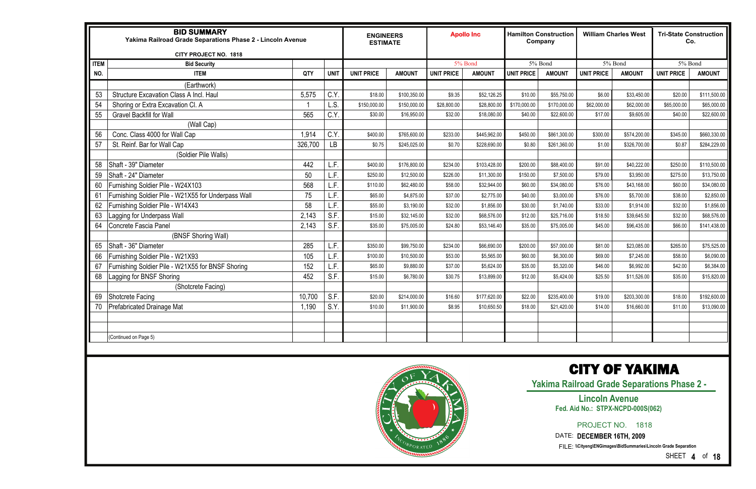| **BID SUMMARY** Yakima Railroad Grade Separations Phase 2 - Lincoln Avenue CITY PROJECT NO. 1818 | | | | ENGINEERS ESTIMATE | | Apollo Inc | | Hamilton Construction Company | | William Charles West | | Tri-State Construction Co. | |
|---|---|---|---|---|---|---|---|---|---|---|---|---|---|
| ITEM | Bid Security | | | | | 5% Bond | | 5% Bond | | 5% Bond | | 5% Bond | |
| NO. | ITEM | QTY | UNIT | UNIT PRICE | AMOUNT | UNIT PRICE | AMOUNT | UNIT PRICE | AMOUNT | UNIT PRICE | AMOUNT | UNIT PRICE | AMOUNT |
| | (Earthwork) | | | | | | | | | | | | |
| 53 | Structure Excavation Class A Incl. Haul | 5,575 | C.Y. | $18.00 | $100,350.00 | $9.35 | $52,126.25 | $10.00 | $55,750.00 | $6.00 | $33,450.00 | $20.00 | $111,500.00 |
| 54 | Shoring or Extra Excavation Cl. A | 1 | L.S. | $150,000.00 | $150,000.00 | $28,800.00 | $28,800.00 | $170,000.00 | $170,000.00 | $62,000.00 | $62,000.00 | $65,000.00 | $65,000.00 |
| 55 | Gravel Backfill for Wall | 565 | C.Y. | $30.00 | $16,950.00 | $32.00 | $18,080.00 | $40.00 | $22,600.00 | $17.00 | $9,605.00 | $40.00 | $22,600.00 |
| | (Wall Cap) | | | | | | | | | | | | |
| 56 | Conc. Class 4000 for Wall Cap | 1,914 | C.Y. | $400.00 | $765,600.00 | $233.00 | $445,962.00 | $450.00 | $861,300.00 | $300.00 | $574,200.00 | $345.00 | $660,330.00 |
| 57 | St. Reinf. Bar for Wall Cap | 326,700 | LB | $0.75 | $245,025.00 | $0.70 | $228,690.00 | $0.80 | $261,360.00 | $1.00 | $326,700.00 | $0.87 | $284,229.00 |
| | (Soldier Pile Walls) | | | | | | | | | | | | |
| 58 | Shaft - 39" Diameter | 442 | L.F. | $400.00 | $176,800.00 | $234.00 | $103,428.00 | $200.00 | $88,400.00 | $91.00 | $40,222.00 | $250.00 | $110,500.00 |
| 59 | Shaft - 24" Diameter | 50 | L.F. | $250.00 | $12,500.00 | $226.00 | $11,300.00 | $150.00 | $7,500.00 | $79.00 | $3,950.00 | $275.00 | $13,750.00 |
| 60 | Furnishing Soldier Pile - W24X103 | 568 | L.F. | $110.00 | $62,480.00 | $58.00 | $32,944.00 | $60.00 | $34,080.00 | $76.00 | $43,168.00 | $60.00 | $34,080.00 |
| 61 | Furnishing Soldier Pile - W21X55 for Underpass Wall | 75 | L.F. | $65.00 | $4,875.00 | $37.00 | $2,775.00 | $40.00 | $3,000.00 | $76.00 | $5,700.00 | $38.00 | $2,850.00 |
| 62 | Furnishing Soldier Pile - W14X43 | 58 | L.F. | $55.00 | $3,190.00 | $32.00 | $1,856.00 | $30.00 | $1,740.00 | $33.00 | $1,914.00 | $32.00 | $1,856.00 |
| 63 | Lagging for Underpass Wall | 2,143 | S.F. | $15.00 | $32,145.00 | $32.00 | $68,576.00 | $12.00 | $25,716.00 | $18.50 | $39,645.50 | $32.00 | $68,576.00 |
| 64 | Concrete Fascia Panel | 2,143 | S.F. | $35.00 | $75,005.00 | $24.80 | $53,146.40 | $35.00 | $75,005.00 | $45.00 | $96,435.00 | $66.00 | $141,438.00 |
| | (BNSF Shoring Wall) | | | | | | | | | | | | |
| 65 | Shaft - 36" Diameter | 285 | L.F. | $350.00 | $99,750.00 | $234.00 | $66,690.00 | $200.00 | $57,000.00 | $81.00 | $23,085.00 | $265.00 | $75,525.00 |
| 66 | Furnishing Soldier Pile - W21X93 | 105 | L.F. | $100.00 | $10,500.00 | $53.00 | $5,565.00 | $60.00 | $6,300.00 | $69.00 | $7,245.00 | $58.00 | $6,090.00 |
| 67 | Furnishing Soldier Pile - W21X55 for BNSF Shoring | 152 | L.F. | $65.00 | $9,880.00 | $37.00 | $5,624.00 | $35.00 | $5,320.00 | $46.00 | $6,992.00 | $42.00 | $6,384.00 |
| 68 | Lagging for BNSF Shoring | 452 | S.F. | $15.00 | $6,780.00 | $30.75 | $13,899.00 | $12.00 | $5,424.00 | $25.50 | $11,526.00 | $35.00 | $15,820.00 |
| | (Shotcrete Facing) | | | | | | | | | | | | |
| 69 | Shotcrete Facing | 10,700 | S.F. | $20.00 | $214,000.00 | $16.60 | $177,620.00 | $22.00 | $235,400.00 | $19.00 | $203,300.00 | $18.00 | $192,600.00 |
| 70 | Prefabricated Drainage Mat | 1,190 | S.Y. | $10.00 | $11,900.00 | $8.95 | $10,650.50 | $18.00 | $21,420.00 | $14.00 | $16,660.00 | $11.00 | $13,090.00 |
| | (Continued on Page 5) | | | | | | | | | | | | |

# CITY OF YAKIMA

**Yakima Railroad Grade Separations Phase 2 -**

**Lincoln Avenue**

**Fed. Aid No.: STPX-NCPD-000S(062)**

PROJECT NO. 1818

DATE: **DECEMBER 16TH, 2009**

FILE: **\\Cityeng\ENGimages\BidSummaries\Lincoln Grade Separation**

SHEET **4** of **18**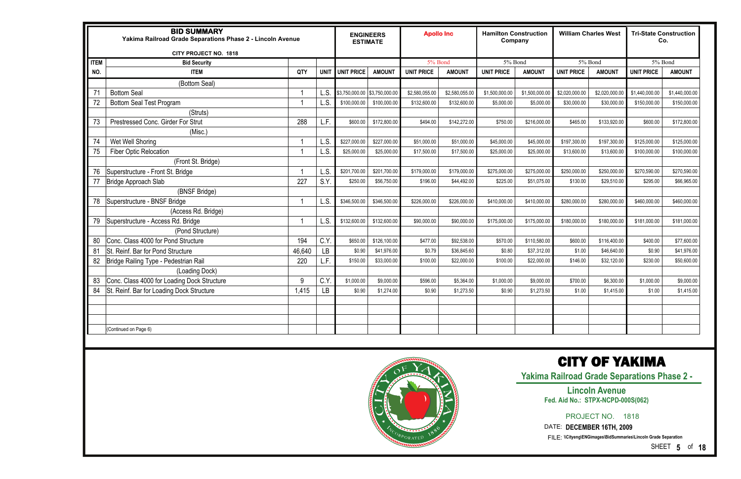| **BID SUMMARY** Yakima Railroad Grade Separations Phase 2 - Lincoln Avenue CITY PROJECT NO. 1818 | | | | ENGINEERS ESTIMATE | | Apollo Inc | | Hamilton Construction Company | | William Charles West | | Tri-State Construction Co. | |
|---|---|---|---|---|---|---|---|---|---|---|---|---|---|
| ITEM | Bid Security | | | | | 5% Bond | | 5% Bond | | 5% Bond | | 5% Bond | |
| NO. | ITEM | QTY | UNIT | UNIT PRICE | AMOUNT | UNIT PRICE | AMOUNT | UNIT PRICE | AMOUNT | UNIT PRICE | AMOUNT | UNIT PRICE | AMOUNT |
| | (Bottom Seal) | | | | | | | | | | | | |
| 71 | Bottom Seal | 1 | L.S. | $3,750,000.00 | $3,750,000.00 | $2,580,055.00 | $2,580,055.00 | $1,500,000.00 | $1,500,000.00 | $2,020,000.00 | $2,020,000.00 | $1,440,000.00 | $1,440,000.00 |
| 72 | Bottom Seal Test Program | 1 | L.S. | $100,000.00 | $100,000.00 | $132,600.00 | $132,600.00 | $5,000.00 | $5,000.00 | $30,000.00 | $30,000.00 | $150,000.00 | $150,000.00 |
| | (Struts) | | | | | | | | | | | | |
| 73 | Prestressed Conc. Girder For Strut | 288 | L.F. | $600.00 | $172,800.00 | $494.00 | $142,272.00 | $750.00 | $216,000.00 | $465.00 | $133,920.00 | $600.00 | $172,800.00 |
| | (Misc.) | | | | | | | | | | | | |
| 74 | Wet Well Shoring | 1 | L.S. | $227,000.00 | $227,000.00 | $51,000.00 | $51,000.00 | $45,000.00 | $45,000.00 | $197,300.00 | $197,300.00 | $125,000.00 | $125,000.00 |
| 75 | Fiber Optic Relocation | 1 | L.S. | $25,000.00 | $25,000.00 | $17,500.00 | $17,500.00 | $25,000.00 | $25,000.00 | $13,600.00 | $13,600.00 | $100,000.00 | $100,000.00 |
| | (Front St. Bridge) | | | | | | | | | | | | |
| 76 | Superstructure - Front St. Bridge | 1 | L.S. | $201,700.00 | $201,700.00 | $179,000.00 | $179,000.00 | $275,000.00 | $275,000.00 | $250,000.00 | $250,000.00 | $270,590.00 | $270,590.00 |
| 77 | Bridge Approach Slab | 227 | S.Y. | $250.00 | $56,750.00 | $196.00 | $44,492.00 | $225.00 | $51,075.00 | $130.00 | $29,510.00 | $295.00 | $66,965.00 |
| | (BNSF Bridge) | | | | | | | | | | | | |
| 78 | Superstructure - BNSF Bridge | 1 | L.S. | $346,500.00 | $346,500.00 | $226,000.00 | $226,000.00 | $410,000.00 | $410,000.00 | $280,000.00 | $280,000.00 | $460,000.00 | $460,000.00 |
| | (Access Rd. Bridge) | | | | | | | | | | | | |
| 79 | Superstructure - Access Rd. Bridge | 1 | L.S. | $132,600.00 | $132,600.00 | $90,000.00 | $90,000.00 | $175,000.00 | $175,000.00 | $180,000.00 | $180,000.00 | $181,000.00 | $181,000.00 |
| | (Pond Structure) | | | | | | | | | | | | |
| 80 | Conc. Class 4000 for Pond Structure | 194 | C.Y. | $650.00 | $126,100.00 | $477.00 | $92,538.00 | $570.00 | $110,580.00 | $600.00 | $116,400.00 | $400.00 | $77,600.00 |
| 81 | St. Reinf. Bar for Pond Structure | 46,640 | LB | $0.90 | $41,976.00 | $0.79 | $36,845.60 | $0.80 | $37,312.00 | $1.00 | $46,640.00 | $0.90 | $41,976.00 |
| 82 | Bridge Railing Type - Pedestrian Rail | 220 | L.F. | $150.00 | $33,000.00 | $100.00 | $22,000.00 | $100.00 | $22,000.00 | $146.00 | $32,120.00 | $230.00 | $50,600.00 |
| | (Loading Dock) | | | | | | | | | | | | |
| 83 | Conc. Class 4000 for Loading Dock Structure | 9 | C.Y. | $1,000.00 | $9,000.00 | $596.00 | $5,364.00 | $1,000.00 | $9,000.00 | $700.00 | $6,300.00 | $1,000.00 | $9,000.00 |
| 84 | St. Reinf. Bar for Loading Dock Structure | 1,415 | LB | $0.90 | $1,274.00 | $0.90 | $1,273.50 | $0.90 | $1,273.50 | $1.00 | $1,415.00 | $1.00 | $1,415.00 |
| | (Continued on Page 6) | | | | | | | | | | | | |

**CITY OF YAKIMA**

**Yakima Railroad Grade Separations Phase 2 - Lincoln Avenue**

**Fed. Aid No.: STPX-NCPD-000S(062)**

PROJECT NO. 1818

DATE: **DECEMBER 16TH, 2009**

FILE: **\\Cityeng\ENGimages\BidSummaries\Lincoln Grade Separation**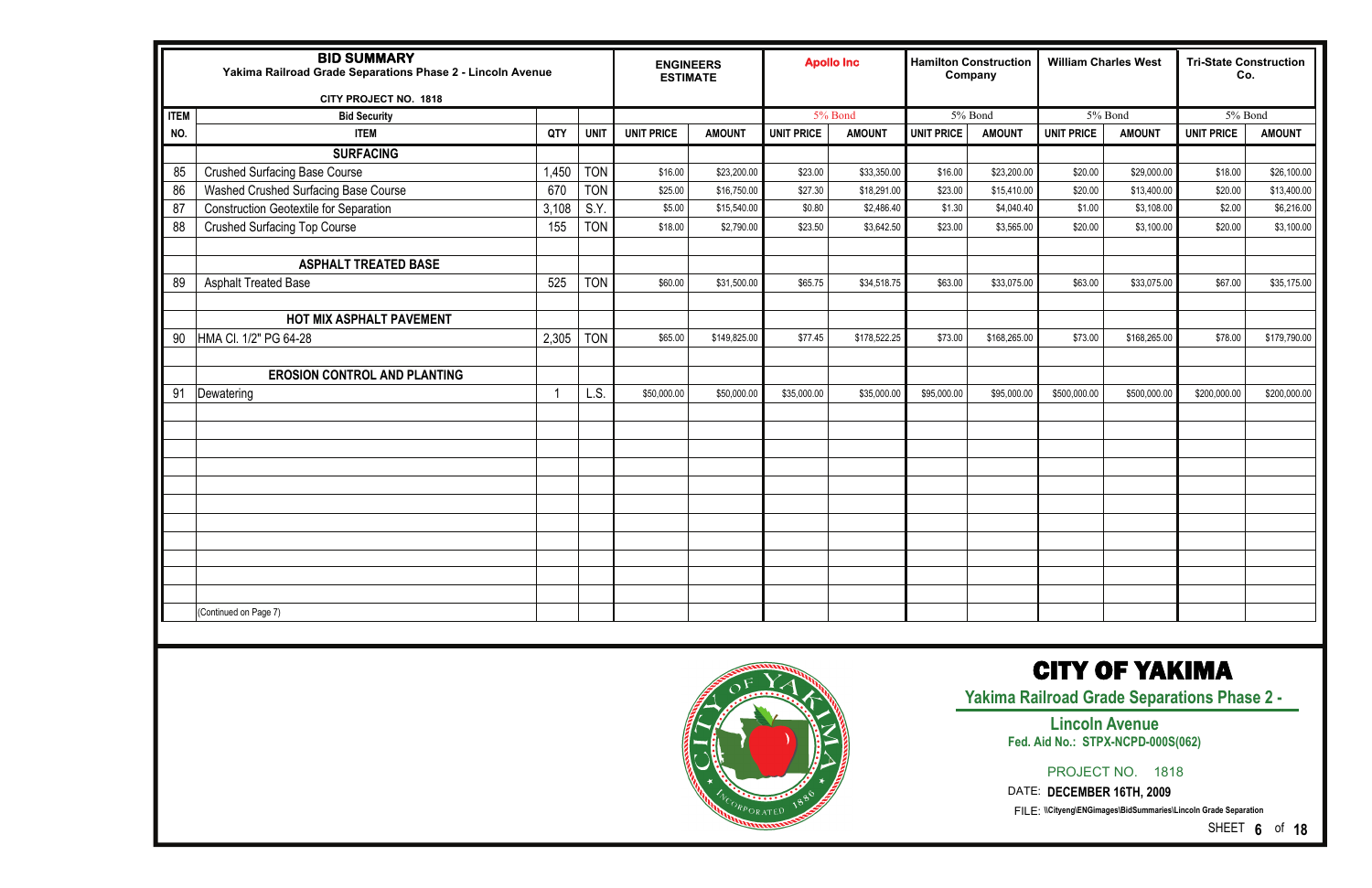# BID SUMMARY

**Yakima Railroad Grade Separations Phase 2 - Lincoln Avenue**

**CITY PROJECT NO. 1818**

| ITEM NO. | ITEM | QTY | UNIT | ENGINEERS ESTIMATE | | Apollo Inc | | Hamilton Construction Company | | William Charles West | | Tri-State Construction Co. | |
|---|---|---|---|---|---|---|---|---|---|---|---|---|---|
| | Bid Security | | | | | 5% Bond | | 5% Bond | | 5% Bond | | 5% Bond | |
| | | | | UNIT PRICE | AMOUNT | UNIT PRICE | AMOUNT | UNIT PRICE | AMOUNT | UNIT PRICE | AMOUNT | UNIT PRICE | AMOUNT |
| | **SURFACING** | | | | | | | | | | | | |
| 85 | Crushed Surfacing Base Course | 1,450 | TON | $16.00 | $23,200.00 | $23.00 | $33,350.00 | $16.00 | $23,200.00 | $20.00 | $29,000.00 | $18.00 | $26,100.00 |
| 86 | Washed Crushed Surfacing Base Course | 670 | TON | $25.00 | $16,750.00 | $27.30 | $18,291.00 | $23.00 | $15,410.00 | $20.00 | $13,400.00 | $20.00 | $13,400.00 |
| 87 | Construction Geotextile for Separation | 3,108 | S.Y. | $5.00 | $15,540.00 | $0.80 | $2,486.40 | $1.30 | $4,040.40 | $1.00 | $3,108.00 | $2.00 | $6,216.00 |
| 88 | Crushed Surfacing Top Course | 155 | TON | $18.00 | $2,790.00 | $23.50 | $3,642.50 | $23.00 | $3,565.00 | $20.00 | $3,100.00 | $20.00 | $3,100.00 |
| | **ASPHALT TREATED BASE** | | | | | | | | | | | | |
| 89 | Asphalt Treated Base | 525 | TON | $60.00 | $31,500.00 | $65.75 | $34,518.75 | $63.00 | $33,075.00 | $63.00 | $33,075.00 | $67.00 | $35,175.00 |
| | **HOT MIX ASPHALT PAVEMENT** | | | | | | | | | | | | |
| 90 | HMA Cl. 1/2" PG 64-28 | 2,305 | TON | $65.00 | $149,825.00 | $77.45 | $178,522.25 | $73.00 | $168,265.00 | $73.00 | $168,265.00 | $78.00 | $179,790.00 |
| | **EROSION CONTROL AND PLANTING** | | | | | | | | | | | | |
| 91 | Dewatering | 1 | L.S. | $50,000.00 | $50,000.00 | $35,000.00 | $35,000.00 | $95,000.00 | $95,000.00 | $500,000.00 | $500,000.00 | $200,000.00 | $200,000.00 |
| | (Continued on Page 7) | | | | | | | | | | | | |

## CITY OF YAKIMA

**Yakima Railroad Grade Separations Phase 2 - Lincoln Avenue**

**Fed. Aid No.: STPX-NCPD-000S(062)**

PROJECT NO. 1818

DATE: **DECEMBER 16TH, 2009**

FILE: \\Cityeng\ENGimages\BidSummaries\Lincoln Grade Separation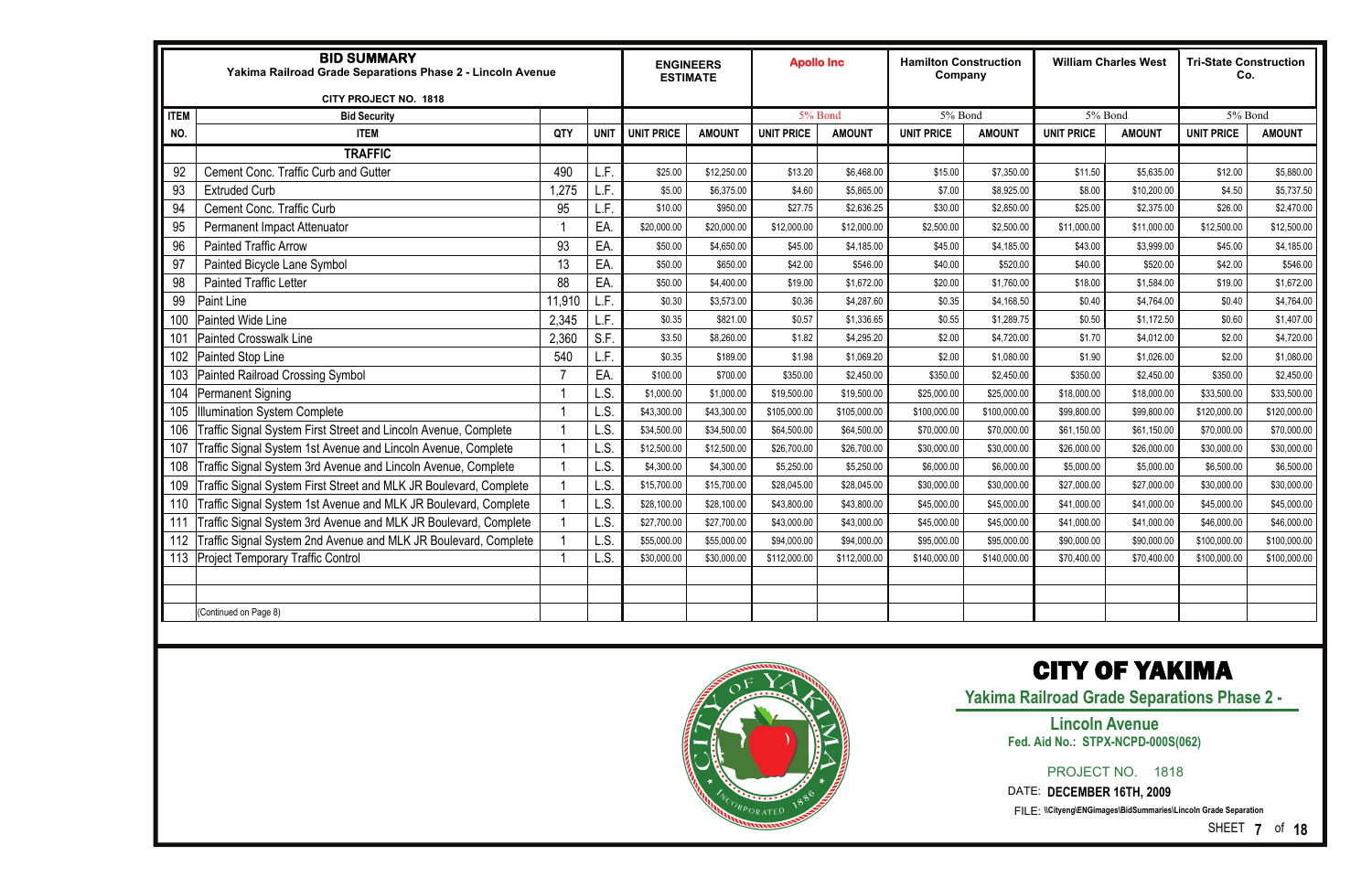| BID SUMMARY<br>Yakima Railroad Grade Separations Phase 2 - Lincoln Avenue<br>CITY PROJECT NO. 1818 | | | | ENGINEERS ESTIMATE | | Apollo Inc | | Hamilton Construction Company | | William Charles West | | Tri-State Construction Co. | |
|---|---|---|---|---|---|---|---|---|---|---|---|---|---|
| ITEM | Bid Security | | | | | 5% Bond | | 5% Bond | | 5% Bond | | 5% Bond | |
| NO. | ITEM | QTY | UNIT | UNIT PRICE | AMOUNT | UNIT PRICE | AMOUNT | UNIT PRICE | AMOUNT | UNIT PRICE | AMOUNT | UNIT PRICE | AMOUNT |
| | **TRAFFIC** | | | | | | | | | | | | |
| 92 | Cement Conc. Traffic Curb and Gutter | 490 | L.F. | $25.00 | $12,250.00 | $13.20 | $6,468.00 | $15.00 | $7,350.00 | $11.50 | $5,635.00 | $12.00 | $5,880.00 |
| 93 | Extruded Curb | 1,275 | L.F. | $5.00 | $6,375.00 | $4.60 | $5,865.00 | $7.00 | $8,925.00 | $8.00 | $10,200.00 | $4.50 | $5,737.50 |
| 94 | Cement Conc. Traffic Curb | 95 | L.F. | $10.00 | $950.00 | $27.75 | $2,636.25 | $30.00 | $2,850.00 | $25.00 | $2,375.00 | $26.00 | $2,470.00 |
| 95 | Permanent Impact Attenuator | 1 | EA. | $20,000.00 | $20,000.00 | $12,000.00 | $12,000.00 | $2,500.00 | $2,500.00 | $11,000.00 | $11,000.00 | $12,500.00 | $12,500.00 |
| 96 | Painted Traffic Arrow | 93 | EA. | $50.00 | $4,650.00 | $45.00 | $4,185.00 | $45.00 | $4,185.00 | $43.00 | $3,999.00 | $45.00 | $4,185.00 |
| 97 | Painted Bicycle Lane Symbol | 13 | EA. | $50.00 | $650.00 | $42.00 | $546.00 | $40.00 | $520.00 | $40.00 | $520.00 | $42.00 | $546.00 |
| 98 | Painted Traffic Letter | 88 | EA. | $50.00 | $4,400.00 | $19.00 | $1,672.00 | $20.00 | $1,760.00 | $18.00 | $1,584.00 | $19.00 | $1,672.00 |
| 99 | Paint Line | 11,910 | L.F. | $0.30 | $3,573.00 | $0.36 | $4,287.60 | $0.35 | $4,168.50 | $0.40 | $4,764.00 | $0.40 | $4,764.00 |
| 100 | Painted Wide Line | 2,345 | L.F. | $0.35 | $821.00 | $0.57 | $1,336.65 | $0.55 | $1,289.75 | $0.50 | $1,172.50 | $0.60 | $1,407.00 |
| 101 | Painted Crosswalk Line | 2,360 | S.F. | $3.50 | $8,260.00 | $1.82 | $4,295.20 | $2.00 | $4,720.00 | $1.70 | $4,012.00 | $2.00 | $4,720.00 |
| 102 | Painted Stop Line | 540 | L.F. | $0.35 | $189.00 | $1.98 | $1,069.20 | $2.00 | $1,080.00 | $1.90 | $1,026.00 | $2.00 | $1,080.00 |
| 103 | Painted Railroad Crossing Symbol | 7 | EA. | $100.00 | $700.00 | $350.00 | $2,450.00 | $350.00 | $2,450.00 | $350.00 | $2,450.00 | $350.00 | $2,450.00 |
| 104 | Permanent Signing | 1 | L.S. | $1,000.00 | $1,000.00 | $19,500.00 | $19,500.00 | $25,000.00 | $25,000.00 | $18,000.00 | $18,000.00 | $33,500.00 | $33,500.00 |
| 105 | Illumination System Complete | 1 | L.S. | $43,300.00 | $43,300.00 | $105,000.00 | $105,000.00 | $100,000.00 | $100,000.00 | $99,800.00 | $99,800.00 | $120,000.00 | $120,000.00 |
| 106 | Traffic Signal System First Street and Lincoln Avenue, Complete | 1 | L.S. | $34,500.00 | $34,500.00 | $64,500.00 | $64,500.00 | $70,000.00 | $70,000.00 | $61,150.00 | $61,150.00 | $70,000.00 | $70,000.00 |
| 107 | Traffic Signal System 1st Avenue and Lincoln Avenue, Complete | 1 | L.S. | $12,500.00 | $12,500.00 | $26,700.00 | $26,700.00 | $30,000.00 | $30,000.00 | $26,000.00 | $26,000.00 | $30,000.00 | $30,000.00 |
| 108 | Traffic Signal System 3rd Avenue and Lincoln Avenue, Complete | 1 | L.S. | $4,300.00 | $4,300.00 | $5,250.00 | $5,250.00 | $6,000.00 | $6,000.00 | $5,000.00 | $5,000.00 | $6,500.00 | $6,500.00 |
| 109 | Traffic Signal System First Street and MLK JR Boulevard, Complete | 1 | L.S. | $15,700.00 | $15,700.00 | $28,045.00 | $28,045.00 | $30,000.00 | $30,000.00 | $27,000.00 | $27,000.00 | $30,000.00 | $30,000.00 |
| 110 | Traffic Signal System 1st Avenue and MLK JR Boulevard, Complete | 1 | L.S. | $28,100.00 | $28,100.00 | $43,800.00 | $43,800.00 | $45,000.00 | $45,000.00 | $41,000.00 | $41,000.00 | $45,000.00 | $45,000.00 |
| 111 | Traffic Signal System 3rd Avenue and MLK JR Boulevard, Complete | 1 | L.S. | $27,700.00 | $27,700.00 | $43,000.00 | $43,000.00 | $45,000.00 | $45,000.00 | $41,000.00 | $41,000.00 | $46,000.00 | $46,000.00 |
| 112 | Traffic Signal System 2nd Avenue and MLK JR Boulevard, Complete | 1 | L.S. | $55,000.00 | $55,000.00 | $94,000.00 | $94,000.00 | $95,000.00 | $95,000.00 | $90,000.00 | $90,000.00 | $100,000.00 | $100,000.00 |
| 113 | Project Temporary Traffic Control | 1 | L.S. | $30,000.00 | $30,000.00 | $112,000.00 | $112,000.00 | $140,000.00 | $140,000.00 | $70,400.00 | $70,400.00 | $100,000.00 | $100,000.00 |
| | (Continued on Page 8) | | | | | | | | | | | | |

# CITY OF YAKIMA

**Yakima Railroad Grade Separations Phase 2 -**

**Lincoln Avenue**

**Fed. Aid No.: STPX-NCPD-000S(062)**

PROJECT NO. 1818

DATE: **DECEMBER 16TH, 2009**

FILE: **\\Cityeng\ENGimages\BidSummaries\Lincoln Grade Separation**

SHEET **7** of **18**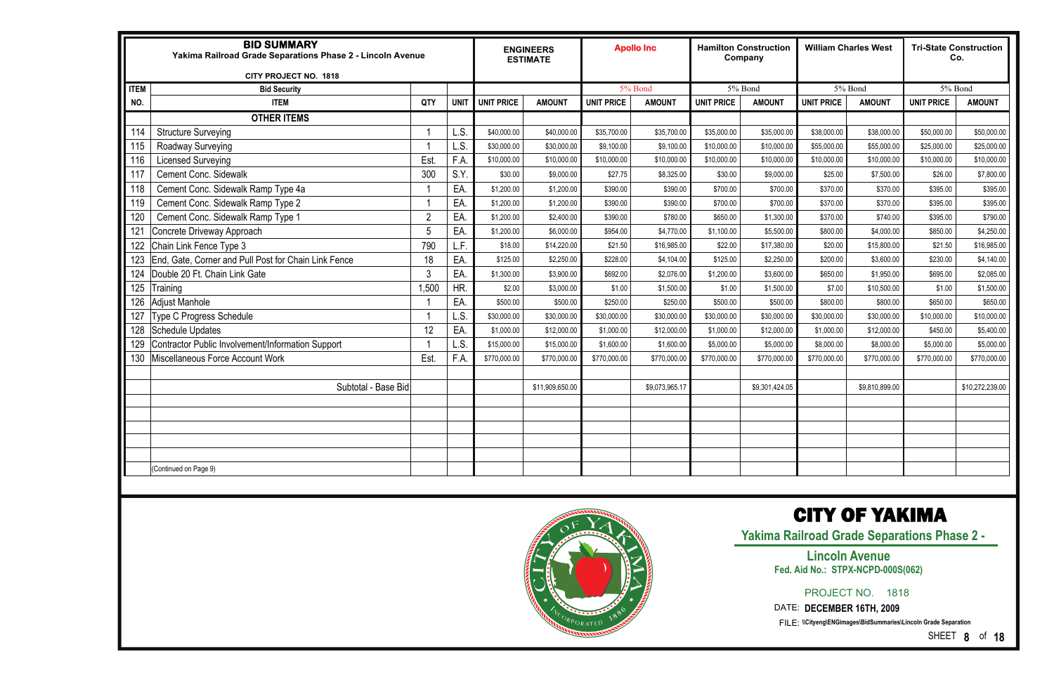# BID SUMMARY

**Yakima Railroad Grade Separations Phase 2 - Lincoln Avenue**

**CITY PROJECT NO. 1818**

| ITEM | Bid Security | | | ENGINEERS ESTIMATE | | Apollo Inc | | Hamilton Construction Company | | William Charles West | | Tri-State Construction Co. | |
|---|---|---|---|---|---|---|---|---|---|---|---|---|---|
| | | | | | | 5% Bond | | 5% Bond | | 5% Bond | | 5% Bond | |
| NO. | ITEM | QTY | UNIT | UNIT PRICE | AMOUNT | UNIT PRICE | AMOUNT | UNIT PRICE | AMOUNT | UNIT PRICE | AMOUNT | UNIT PRICE | AMOUNT |
| | **OTHER ITEMS** | | | | | | | | | | | | |
| 114 | Structure Surveying | 1 | L.S. | $40,000.00 | $40,000.00 | $35,700.00 | $35,700.00 | $35,000.00 | $35,000.00 | $38,000.00 | $38,000.00 | $50,000.00 | $50,000.00 |
| 115 | Roadway Surveying | 1 | L.S. | $30,000.00 | $30,000.00 | $9,100.00 | $9,100.00 | $10,000.00 | $10,000.00 | $55,000.00 | $55,000.00 | $25,000.00 | $25,000.00 |
| 116 | Licensed Surveying | Est. | F.A. | $10,000.00 | $10,000.00 | $10,000.00 | $10,000.00 | $10,000.00 | $10,000.00 | $10,000.00 | $10,000.00 | $10,000.00 | $10,000.00 |
| 117 | Cement Conc. Sidewalk | 300 | S.Y. | $30.00 | $9,000.00 | $27.75 | $8,325.00 | $30.00 | $9,000.00 | $25.00 | $7,500.00 | $26.00 | $7,800.00 |
| 118 | Cement Conc. Sidewalk Ramp Type 4a | 1 | EA. | $1,200.00 | $1,200.00 | $390.00 | $390.00 | $700.00 | $700.00 | $370.00 | $370.00 | $395.00 | $395.00 |
| 119 | Cement Conc. Sidewalk Ramp Type 2 | 1 | EA. | $1,200.00 | $1,200.00 | $390.00 | $390.00 | $700.00 | $700.00 | $370.00 | $370.00 | $395.00 | $395.00 |
| 120 | Cement Conc. Sidewalk Ramp Type 1 | 2 | EA. | $1,200.00 | $2,400.00 | $390.00 | $780.00 | $650.00 | $1,300.00 | $370.00 | $740.00 | $395.00 | $790.00 |
| 121 | Concrete Driveway Approach | 5 | EA. | $1,200.00 | $6,000.00 | $954.00 | $4,770.00 | $1,100.00 | $5,500.00 | $800.00 | $4,000.00 | $850.00 | $4,250.00 |
| 122 | Chain Link Fence Type 3 | 790 | L.F. | $18.00 | $14,220.00 | $21.50 | $16,985.00 | $22.00 | $17,380.00 | $20.00 | $15,800.00 | $21.50 | $16,985.00 |
| 123 | End, Gate, Corner and Pull Post for Chain Link Fence | 18 | EA. | $125.00 | $2,250.00 | $228.00 | $4,104.00 | $125.00 | $2,250.00 | $200.00 | $3,600.00 | $230.00 | $4,140.00 |
| 124 | Double 20 Ft. Chain Link Gate | 3 | EA. | $1,300.00 | $3,900.00 | $692.00 | $2,076.00 | $1,200.00 | $3,600.00 | $650.00 | $1,950.00 | $695.00 | $2,085.00 |
| 125 | Training | 1,500 | HR. | $2.00 | $3,000.00 | $1.00 | $1,500.00 | $1.00 | $1,500.00 | $7.00 | $10,500.00 | $1.00 | $1,500.00 |
| 126 | Adjust Manhole | 1 | EA. | $500.00 | $500.00 | $250.00 | $250.00 | $500.00 | $500.00 | $800.00 | $800.00 | $650.00 | $650.00 |
| 127 | Type C Progress Schedule | 1 | L.S. | $30,000.00 | $30,000.00 | $30,000.00 | $30,000.00 | $30,000.00 | $30,000.00 | $30,000.00 | $30,000.00 | $10,000.00 | $10,000.00 |
| 128 | Schedule Updates | 12 | EA. | $1,000.00 | $12,000.00 | $1,000.00 | $12,000.00 | $1,000.00 | $12,000.00 | $1,000.00 | $12,000.00 | $450.00 | $5,400.00 |
| 129 | Contractor Public Involvement/Information Support | 1 | L.S. | $15,000.00 | $15,000.00 | $1,600.00 | $1,600.00 | $5,000.00 | $5,000.00 | $8,000.00 | $8,000.00 | $5,000.00 | $5,000.00 |
| 130 | Miscellaneous Force Account Work | Est. | F.A. | $770,000.00 | $770,000.00 | $770,000.00 | $770,000.00 | $770,000.00 | $770,000.00 | $770,000.00 | $770,000.00 | $770,000.00 | $770,000.00 |
| | Subtotal - Base Bid | | | | $11,909,650.00 | | $9,073,965.17 | | $9,301,424.05 | | $9,810,899.00 | | $10,272,239.00 |
| | (Continued on Page 9) | | | | | | | | | | | | |

# CITY OF YAKIMA

**Yakima Railroad Grade Separations Phase 2 -**

**Lincoln Avenue**

**Fed. Aid No.: STPX-NCPD-000S(062)**

PROJECT NO. 1818

DATE: **DECEMBER 16TH, 2009**

FILE: **\\Cityeng\ENGimages\BidSummaries\Lincoln Grade Separation**

SHEET **8** of **18**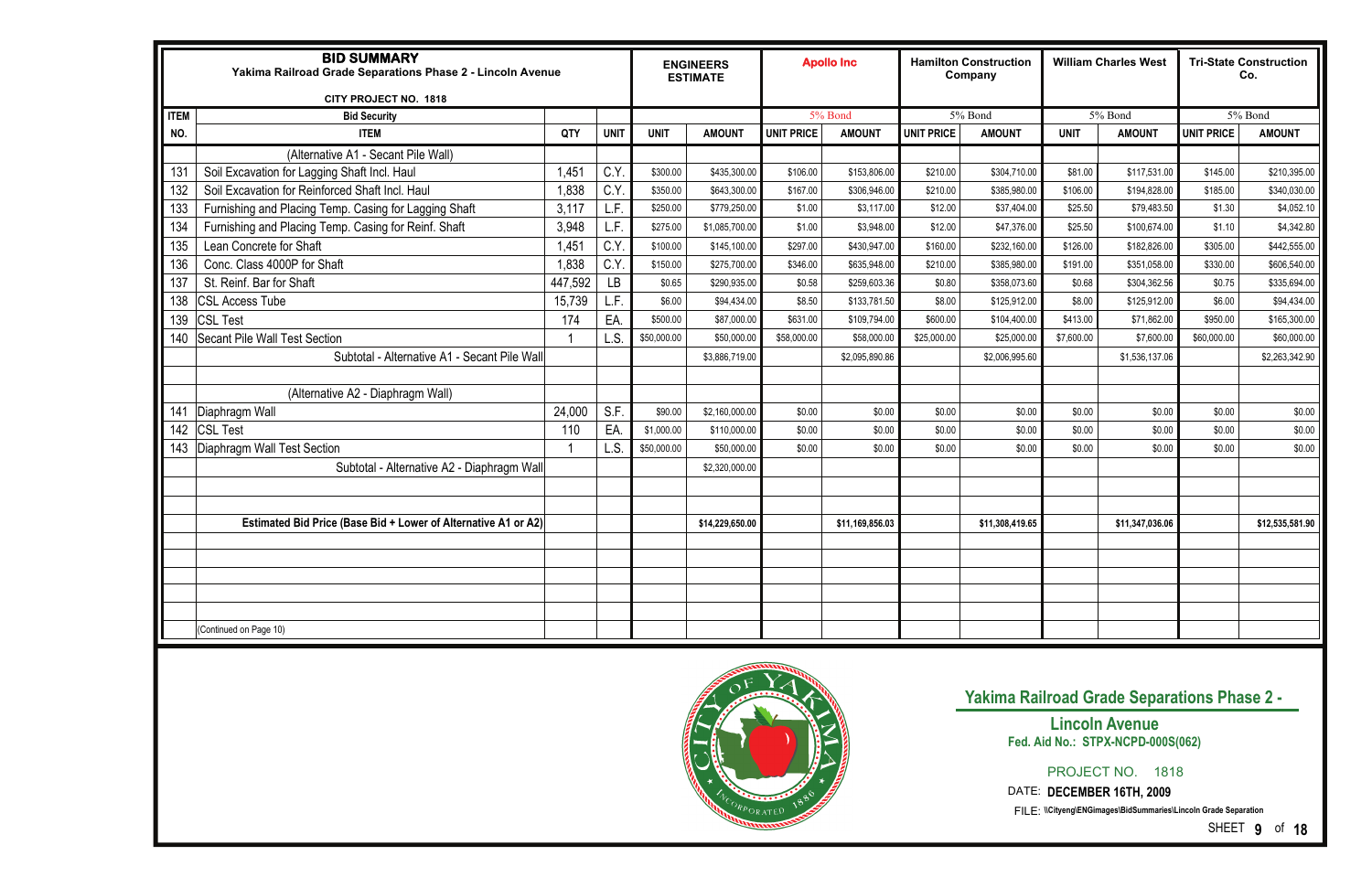# BID SUMMARY

**Yakima Railroad Grade Separations Phase 2 - Lincoln Avenue**

**CITY PROJECT NO. 1818**

| ITEM | Bid Security | | | ENGINEERS ESTIMATE | | Apollo Inc | | Hamilton Construction Company | | William Charles West | | Tri-State Construction Co. | |
|---|---|---|---|---|---|---|---|---|---|---|---|---|---|
| | | | | | | 5% Bond | | 5% Bond | | 5% Bond | | 5% Bond | |
| NO. | ITEM | QTY | UNIT | UNIT | AMOUNT | UNIT PRICE | AMOUNT | UNIT PRICE | AMOUNT | UNIT | AMOUNT | UNIT PRICE | AMOUNT |
| | (Alternative A1 - Secant Pile Wall) | | | | | | | | | | | | |
| 131 | Soil Excavation for Lagging Shaft Incl. Haul | 1,451 | C.Y. | $300.00 | $435,300.00 | $106.00 | $153,806.00 | $210.00 | $304,710.00 | $81.00 | $117,531.00 | $145.00 | $210,395.00 |
| 132 | Soil Excavation for Reinforced Shaft Incl. Haul | 1,838 | C.Y. | $350.00 | $643,300.00 | $167.00 | $306,946.00 | $210.00 | $385,980.00 | $106.00 | $194,828.00 | $185.00 | $340,030.00 |
| 133 | Furnishing and Placing Temp. Casing for Lagging Shaft | 3,117 | L.F. | $250.00 | $779,250.00 | $1.00 | $3,117.00 | $12.00 | $37,404.00 | $25.50 | $79,483.50 | $1.30 | $4,052.10 |
| 134 | Furnishing and Placing Temp. Casing for Reinf. Shaft | 3,948 | L.F. | $275.00 | $1,085,700.00 | $1.00 | $3,948.00 | $12.00 | $47,376.00 | $25.50 | $100,674.00 | $1.10 | $4,342.80 |
| 135 | Lean Concrete for Shaft | 1,451 | C.Y. | $100.00 | $145,100.00 | $297.00 | $430,947.00 | $160.00 | $232,160.00 | $126.00 | $182,826.00 | $305.00 | $442,555.00 |
| 136 | Conc. Class 4000P for Shaft | 1,838 | C.Y. | $150.00 | $275,700.00 | $346.00 | $635,948.00 | $210.00 | $385,980.00 | $191.00 | $351,058.00 | $330.00 | $606,540.00 |
| 137 | St. Reinf. Bar for Shaft | 447,592 | LB | $0.65 | $290,935.00 | $0.58 | $259,603.36 | $0.80 | $358,073.60 | $0.68 | $304,362.56 | $0.75 | $335,694.00 |
| 138 | CSL Access Tube | 15,739 | L.F. | $6.00 | $94,434.00 | $8.50 | $133,781.50 | $8.00 | $125,912.00 | $8.00 | $125,912.00 | $6.00 | $94,434.00 |
| 139 | CSL Test | 174 | EA. | $500.00 | $87,000.00 | $631.00 | $109,794.00 | $600.00 | $104,400.00 | $413.00 | $71,862.00 | $950.00 | $165,300.00 |
| 140 | Secant Pile Wall Test Section | 1 | L.S. | $50,000.00 | $50,000.00 | $58,000.00 | $58,000.00 | $25,000.00 | $25,000.00 | $7,600.00 | $7,600.00 | $60,000.00 | $60,000.00 |
| | Subtotal - Alternative A1 - Secant Pile Wall | | | | $3,886,719.00 | | $2,095,890.86 | | $2,006,995.60 | | $1,536,137.06 | | $2,263,342.90 |
| | | | | | | | | | | | | | |
| | (Alternative A2 - Diaphragm Wall) | | | | | | | | | | | | |
| 141 | Diaphragm Wall | 24,000 | S.F. | $90.00 | $2,160,000.00 | $0.00 | $0.00 | $0.00 | $0.00 | $0.00 | $0.00 | $0.00 | $0.00 |
| 142 | CSL Test | 110 | EA. | $1,000.00 | $110,000.00 | $0.00 | $0.00 | $0.00 | $0.00 | $0.00 | $0.00 | $0.00 | $0.00 |
| 143 | Diaphragm Wall Test Section | 1 | L.S. | $50,000.00 | $50,000.00 | $0.00 | $0.00 | $0.00 | $0.00 | $0.00 | $0.00 | $0.00 | $0.00 |
| | Subtotal - Alternative A2 - Diaphragm Wall | | | | $2,320,000.00 | | | | | | | | |
| | | | | | | | | | | | | | |
| | **Estimated Bid Price (Base Bid + Lower of Alternative A1 or A2)** | | | | **$14,229,650.00** | | **$11,169,856.03** | | **$11,308,419.65** | | **$11,347,036.06** | | **$12,535,581.90** |
| | (Continued on Page 10) | | | | | | | | | | | | |

## Yakima Railroad Grade Separations Phase 2 -

**Lincoln Avenue**

**Fed. Aid No.: STPX-NCPD-000S(062)**

PROJECT NO. 1818

DATE: **DECEMBER 16TH, 2009**

FILE: **\\Cityeng\ENGimages\BidSummaries\Lincoln Grade Separation**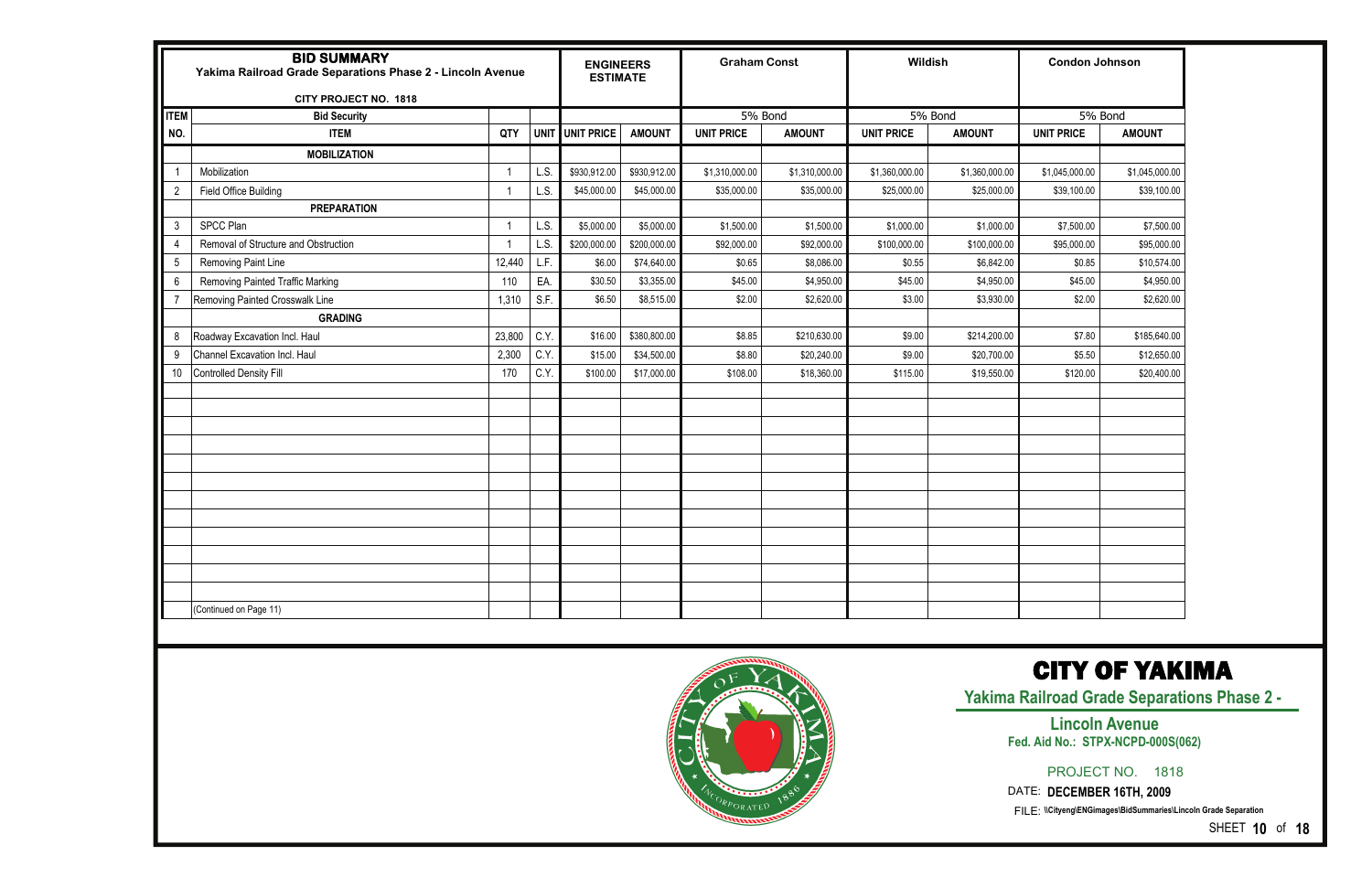## BID SUMMARY

**Yakima Railroad Grade Separations Phase 2 - Lincoln Avenue**

**CITY PROJECT NO. 1818**

| ITEM | Bid Security | | | ENGINEERS ESTIMATE | | Graham Const | | Wildish | | Condon Johnson | |
|---|---|---|---|---|---|---|---|---|---|---|---|
| | | | | | | 5% Bond | | 5% Bond | | 5% Bond | |
| NO. | ITEM | QTY | UNIT | UNIT PRICE | AMOUNT | UNIT PRICE | AMOUNT | UNIT PRICE | AMOUNT | UNIT PRICE | AMOUNT |
| | **MOBILIZATION** | | | | | | | | | | |
| 1 | Mobilization | 1 | L.S. | $930,912.00 | $930,912.00 | $1,310,000.00 | $1,310,000.00 | $1,360,000.00 | $1,360,000.00 | $1,045,000.00 | $1,045,000.00 |
| 2 | Field Office Building | 1 | L.S. | $45,000.00 | $45,000.00 | $35,000.00 | $35,000.00 | $25,000.00 | $25,000.00 | $39,100.00 | $39,100.00 |
| | **PREPARATION** | | | | | | | | | | |
| 3 | SPCC Plan | 1 | L.S. | $5,000.00 | $5,000.00 | $1,500.00 | $1,500.00 | $1,000.00 | $1,000.00 | $7,500.00 | $7,500.00 |
| 4 | Removal of Structure and Obstruction | 1 | L.S. | $200,000.00 | $200,000.00 | $92,000.00 | $92,000.00 | $100,000.00 | $100,000.00 | $95,000.00 | $95,000.00 |
| 5 | Removing Paint Line | 12,440 | L.F. | $6.00 | $74,640.00 | $0.65 | $8,086.00 | $0.55 | $6,842.00 | $0.85 | $10,574.00 |
| 6 | Removing Painted Traffic Marking | 110 | EA. | $30.50 | $3,355.00 | $45.00 | $4,950.00 | $45.00 | $4,950.00 | $45.00 | $4,950.00 |
| 7 | Removing Painted Crosswalk Line | 1,310 | S.F. | $6.50 | $8,515.00 | $2.00 | $2,620.00 | $3.00 | $3,930.00 | $2.00 | $2,620.00 |
| | **GRADING** | | | | | | | | | | |
| 8 | Roadway Excavation Incl. Haul | 23,800 | C.Y. | $16.00 | $380,800.00 | $8.85 | $210,630.00 | $9.00 | $214,200.00 | $7.80 | $185,640.00 |
| 9 | Channel Excavation Incl. Haul | 2,300 | C.Y. | $15.00 | $34,500.00 | $8.80 | $20,240.00 | $9.00 | $20,700.00 | $5.50 | $12,650.00 |
| 10 | Controlled Density Fill | 170 | C.Y. | $100.00 | $17,000.00 | $108.00 | $18,360.00 | $115.00 | $19,550.00 | $120.00 | $20,400.00 |
| | (Continued on Page 11) | | | | | | | | | | |

# CITY OF YAKIMA

**Yakima Railroad Grade Separations Phase 2 -**

**Lincoln Avenue**

**Fed. Aid No.: STPX-NCPD-000S(062)**

PROJECT NO. 1818

DATE: **DECEMBER 16TH, 2009**

FILE: **\\Cityeng\ENGimages\BidSummaries\Lincoln Grade Separation**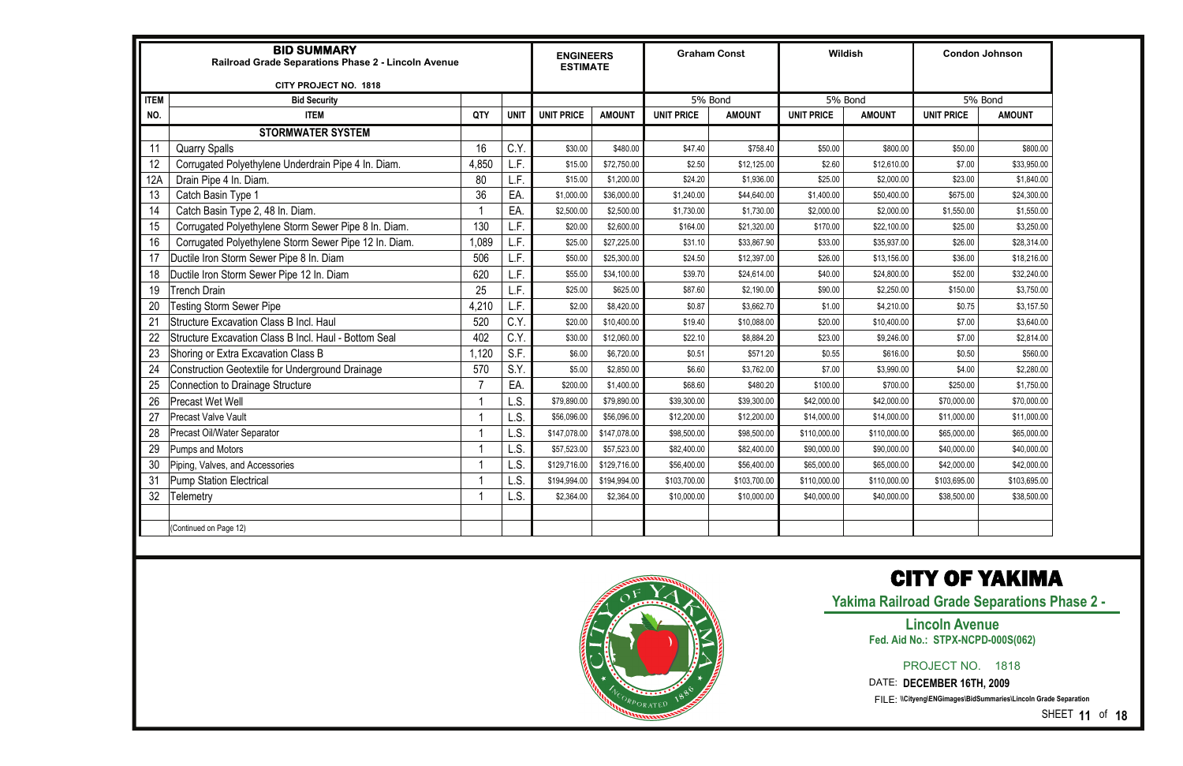| **BID SUMMARY** Railroad Grade Separations Phase 2 - Lincoln Avenue CITY PROJECT NO. 1818 | | | | **ENGINEERS ESTIMATE** | | **Graham Const** | | **Wildish** | | **Condon Johnson** | |
|---|---|---|---|---|---|---|---|---|---|---|---|
| **ITEM** | **Bid Security** | | | | | 5% Bond | | 5% Bond | | 5% Bond | |
| **NO.** | **ITEM** | **QTY** | **UNIT** | **UNIT PRICE** | **AMOUNT** | **UNIT PRICE** | **AMOUNT** | **UNIT PRICE** | **AMOUNT** | **UNIT PRICE** | **AMOUNT** |
| | **STORMWATER SYSTEM** | | | | | | | | | | |
| 11 | Quarry Spalls | 16 | C.Y. | $30.00 | $480.00 | $47.40 | $758.40 | $50.00 | $800.00 | $50.00 | $800.00 |
| 12 | Corrugated Polyethylene Underdrain Pipe 4 In. Diam. | 4,850 | L.F. | $15.00 | $72,750.00 | $2.50 | $12,125.00 | $2.60 | $12,610.00 | $7.00 | $33,950.00 |
| 12A | Drain Pipe 4 In. Diam. | 80 | L.F. | $15.00 | $1,200.00 | $24.20 | $1,936.00 | $25.00 | $2,000.00 | $23.00 | $1,840.00 |
| 13 | Catch Basin Type 1 | 36 | EA. | $1,000.00 | $36,000.00 | $1,240.00 | $44,640.00 | $1,400.00 | $50,400.00 | $675.00 | $24,300.00 |
| 14 | Catch Basin Type 2, 48 In. Diam. | 1 | EA. | $2,500.00 | $2,500.00 | $1,730.00 | $1,730.00 | $2,000.00 | $2,000.00 | $1,550.00 | $1,550.00 |
| 15 | Corrugated Polyethylene Storm Sewer Pipe 8 In. Diam. | 130 | L.F. | $20.00 | $2,600.00 | $164.00 | $21,320.00 | $170.00 | $22,100.00 | $25.00 | $3,250.00 |
| 16 | Corrugated Polyethylene Storm Sewer Pipe 12 In. Diam. | 1,089 | L.F. | $25.00 | $27,225.00 | $31.10 | $33,867.90 | $33.00 | $35,937.00 | $26.00 | $28,314.00 |
| 17 | Ductile Iron Storm Sewer Pipe 8 In. Diam | 506 | L.F. | $50.00 | $25,300.00 | $24.50 | $12,397.00 | $26.00 | $13,156.00 | $36.00 | $18,216.00 |
| 18 | Ductile Iron Storm Sewer Pipe 12 In. Diam | 620 | L.F. | $55.00 | $34,100.00 | $39.70 | $24,614.00 | $40.00 | $24,800.00 | $52.00 | $32,240.00 |
| 19 | Trench Drain | 25 | L.F. | $25.00 | $625.00 | $87.60 | $2,190.00 | $90.00 | $2,250.00 | $150.00 | $3,750.00 |
| 20 | Testing Storm Sewer Pipe | 4,210 | L.F. | $2.00 | $8,420.00 | $0.87 | $3,662.70 | $1.00 | $4,210.00 | $0.75 | $3,157.50 |
| 21 | Structure Excavation Class B Incl. Haul | 520 | C.Y. | $20.00 | $10,400.00 | $19.40 | $10,088.00 | $20.00 | $10,400.00 | $7.00 | $3,640.00 |
| 22 | Structure Excavation Class B Incl. Haul - Bottom Seal | 402 | C.Y. | $30.00 | $12,060.00 | $22.10 | $8,884.20 | $23.00 | $9,246.00 | $7.00 | $2,814.00 |
| 23 | Shoring or Extra Excavation Class B | 1,120 | S.F. | $6.00 | $6,720.00 | $0.51 | $571.20 | $0.55 | $616.00 | $0.50 | $560.00 |
| 24 | Construction Geotextile for Underground Drainage | 570 | S.Y. | $5.00 | $2,850.00 | $6.60 | $3,762.00 | $7.00 | $3,990.00 | $4.00 | $2,280.00 |
| 25 | Connection to Drainage Structure | 7 | EA. | $200.00 | $1,400.00 | $68.60 | $480.20 | $100.00 | $700.00 | $250.00 | $1,750.00 |
| 26 | Precast Wet Well | 1 | L.S. | $79,890.00 | $79,890.00 | $39,300.00 | $39,300.00 | $42,000.00 | $42,000.00 | $70,000.00 | $70,000.00 |
| 27 | Precast Valve Vault | 1 | L.S. | $56,096.00 | $56,096.00 | $12,200.00 | $12,200.00 | $14,000.00 | $14,000.00 | $11,000.00 | $11,000.00 |
| 28 | Precast Oil/Water Separator | 1 | L.S. | $147,078.00 | $147,078.00 | $98,500.00 | $98,500.00 | $110,000.00 | $110,000.00 | $65,000.00 | $65,000.00 |
| 29 | Pumps and Motors | 1 | L.S. | $57,523.00 | $57,523.00 | $82,400.00 | $82,400.00 | $90,000.00 | $90,000.00 | $40,000.00 | $40,000.00 |
| 30 | Piping, Valves, and Accessories | 1 | L.S. | $129,716.00 | $129,716.00 | $56,400.00 | $56,400.00 | $65,000.00 | $65,000.00 | $42,000.00 | $42,000.00 |
| 31 | Pump Station Electrical | 1 | L.S. | $194,994.00 | $194,994.00 | $103,700.00 | $103,700.00 | $110,000.00 | $110,000.00 | $103,695.00 | $103,695.00 |
| 32 | Telemetry | 1 | L.S. | $2,364.00 | $2,364.00 | $10,000.00 | $10,000.00 | $40,000.00 | $40,000.00 | $38,500.00 | $38,500.00 |
| | | | | | | | | | | | |
| | (Continued on Page 12) | | | | | | | | | | |

# CITY OF YAKIMA

**Yakima Railroad Grade Separations Phase 2 - Lincoln Avenue**

**Fed. Aid No.: STPX-NCPD-000S(062)**

PROJECT NO. 1818

DATE: **DECEMBER 16TH, 2009**

FILE: **\\Cityeng\ENGimages\BidSummaries\Lincoln Grade Separation**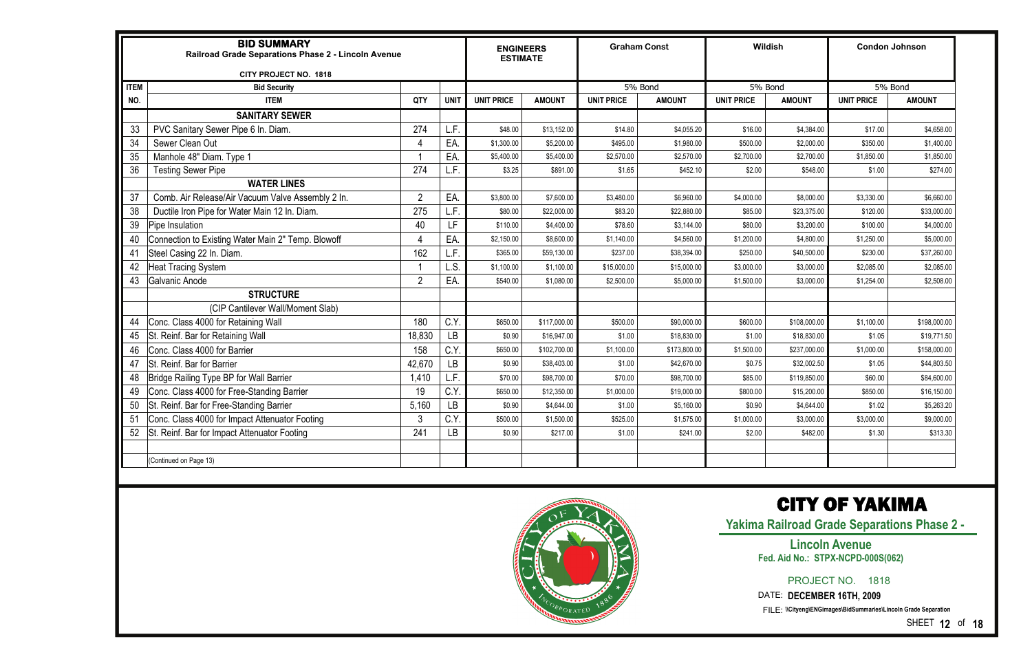| **BID SUMMARY** Railroad Grade Separations Phase 2 - Lincoln Avenue CITY PROJECT NO. 1818 | | | | ENGINEERS ESTIMATE | | Graham Const | | Wildish | | Condon Johnson | |
|---|---|---|---|---|---|---|---|---|---|---|---|
| **ITEM** | Bid Security | | | | | 5% Bond | | 5% Bond | | 5% Bond | |
| **NO.** | **ITEM** | **QTY** | **UNIT** | **UNIT PRICE** | **AMOUNT** | **UNIT PRICE** | **AMOUNT** | **UNIT PRICE** | **AMOUNT** | **UNIT PRICE** | **AMOUNT** |
| | **SANITARY SEWER** | | | | | | | | | | |
| 33 | PVC Sanitary Sewer Pipe 6 In. Diam. | 274 | L.F. | $48.00 | $13,152.00 | $14.80 | $4,055.20 | $16.00 | $4,384.00 | $17.00 | $4,658.00 |
| 34 | Sewer Clean Out | 4 | EA. | $1,300.00 | $5,200.00 | $495.00 | $1,980.00 | $500.00 | $2,000.00 | $350.00 | $1,400.00 |
| 35 | Manhole 48" Diam. Type 1 | 1 | EA. | $5,400.00 | $5,400.00 | $2,570.00 | $2,570.00 | $2,700.00 | $2,700.00 | $1,850.00 | $1,850.00 |
| 36 | Testing Sewer Pipe | 274 | L.F. | $3.25 | $891.00 | $1.65 | $452.10 | $2.00 | $548.00 | $1.00 | $274.00 |
| | **WATER LINES** | | | | | | | | | | |
| 37 | Comb. Air Release/Air Vacuum Valve Assembly 2 In. | 2 | EA. | $3,800.00 | $7,600.00 | $3,480.00 | $6,960.00 | $4,000.00 | $8,000.00 | $3,330.00 | $6,660.00 |
| 38 | Ductile Iron Pipe for Water Main 12 In. Diam. | 275 | L.F. | $80.00 | $22,000.00 | $83.20 | $22,880.00 | $85.00 | $23,375.00 | $120.00 | $33,000.00 |
| 39 | Pipe Insulation | 40 | LF | $110.00 | $4,400.00 | $78.60 | $3,144.00 | $80.00 | $3,200.00 | $100.00 | $4,000.00 |
| 40 | Connection to Existing Water Main 2" Temp. Blowoff | 4 | EA. | $2,150.00 | $8,600.00 | $1,140.00 | $4,560.00 | $1,200.00 | $4,800.00 | $1,250.00 | $5,000.00 |
| 41 | Steel Casing 22 In. Diam. | 162 | L.F. | $365.00 | $59,130.00 | $237.00 | $38,394.00 | $250.00 | $40,500.00 | $230.00 | $37,260.00 |
| 42 | Heat Tracing System | 1 | L.S. | $1,100.00 | $1,100.00 | $15,000.00 | $15,000.00 | $3,000.00 | $3,000.00 | $2,085.00 | $2,085.00 |
| 43 | Galvanic Anode | 2 | EA. | $540.00 | $1,080.00 | $2,500.00 | $5,000.00 | $1,500.00 | $3,000.00 | $1,254.00 | $2,508.00 |
| | **STRUCTURE** | | | | | | | | | | |
| | (CIP Cantilever Wall/Moment Slab) | | | | | | | | | | |
| 44 | Conc. Class 4000 for Retaining Wall | 180 | C.Y. | $650.00 | $117,000.00 | $500.00 | $90,000.00 | $600.00 | $108,000.00 | $1,100.00 | $198,000.00 |
| 45 | St. Reinf. Bar for Retaining Wall | 18,830 | LB | $0.90 | $16,947.00 | $1.00 | $18,830.00 | $1.00 | $18,830.00 | $1.05 | $19,771.50 |
| 46 | Conc. Class 4000 for Barrier | 158 | C.Y. | $650.00 | $102,700.00 | $1,100.00 | $173,800.00 | $1,500.00 | $237,000.00 | $1,000.00 | $158,000.00 |
| 47 | St. Reinf. Bar for Barrier | 42,670 | LB | $0.90 | $38,403.00 | $1.00 | $42,670.00 | $0.75 | $32,002.50 | $1.05 | $44,803.50 |
| 48 | Bridge Railing Type BP for Wall Barrier | 1,410 | L.F. | $70.00 | $98,700.00 | $70.00 | $98,700.00 | $85.00 | $119,850.00 | $60.00 | $84,600.00 |
| 49 | Conc. Class 4000 for Free-Standing Barrier | 19 | C.Y. | $650.00 | $12,350.00 | $1,000.00 | $19,000.00 | $800.00 | $15,200.00 | $850.00 | $16,150.00 |
| 50 | St. Reinf. Bar for Free-Standing Barrier | 5,160 | LB | $0.90 | $4,644.00 | $1.00 | $5,160.00 | $0.90 | $4,644.00 | $1.02 | $5,263.20 |
| 51 | Conc. Class 4000 for Impact Attenuator Footing | 3 | C.Y. | $500.00 | $1,500.00 | $525.00 | $1,575.00 | $1,000.00 | $3,000.00 | $3,000.00 | $9,000.00 |
| 52 | St. Reinf. Bar for Impact Attenuator Footing | 241 | LB | $0.90 | $217.00 | $1.00 | $241.00 | $2.00 | $482.00 | $1.30 | $313.30 |
| | (Continued on Page 13) | | | | | | | | | | |

# CITY OF YAKIMA

**Yakima Railroad Grade Separations Phase 2 -**

**Lincoln Avenue**

**Fed. Aid No.: STPX-NCPD-000S(062)**

PROJECT NO. 1818

DATE: **DECEMBER 16TH, 2009**

FILE: **\\Cityeng\ENGimages\BidSummaries\Lincoln Grade Separation**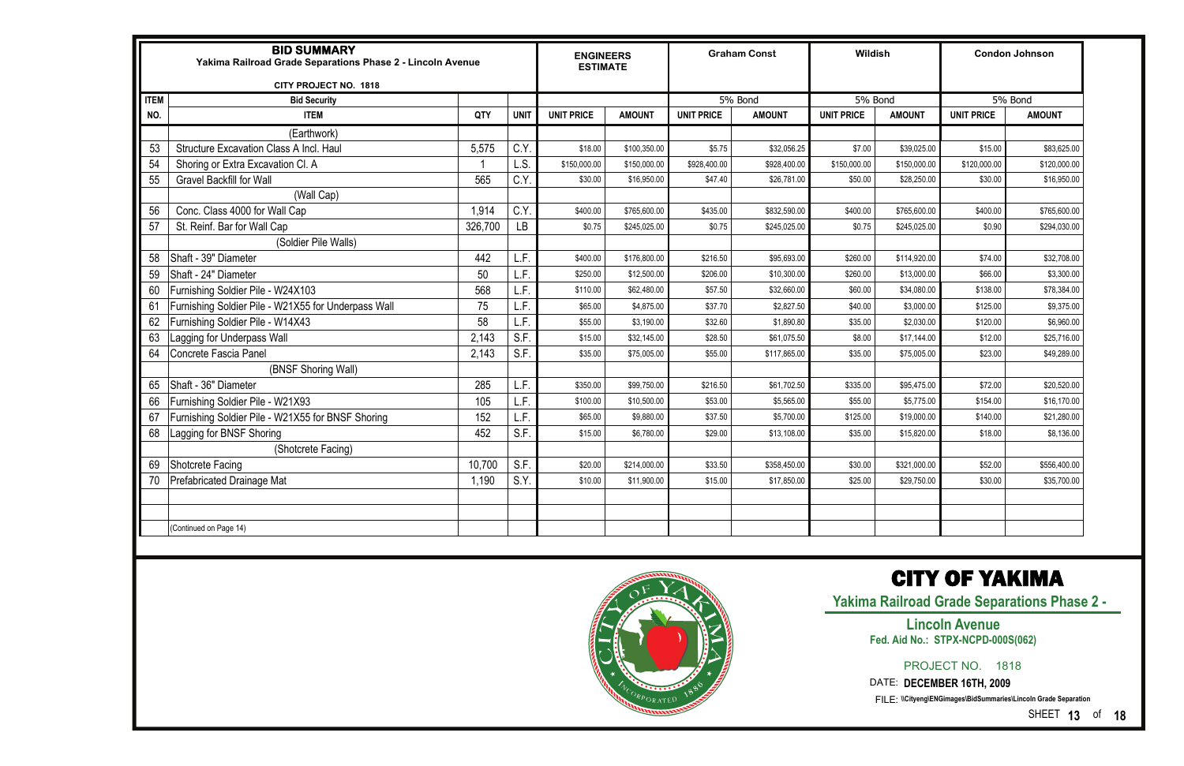| BID SUMMARY<br>Yakima Railroad Grade Separations Phase 2 - Lincoln Avenue<br>CITY PROJECT NO. 1818 | | | | ENGINEERS ESTIMATE | | Graham Const | | Wildish | | Condon Johnson | |
|---|---|---|---|---|---|---|---|---|---|---|---|
| ITEM | Bid Security | | | | | 5% Bond | | 5% Bond | | 5% Bond | |
| NO. | ITEM | QTY | UNIT | UNIT PRICE | AMOUNT | UNIT PRICE | AMOUNT | UNIT PRICE | AMOUNT | UNIT PRICE | AMOUNT |
| | (Earthwork) | | | | | | | | | | |
| 53 | Structure Excavation Class A Incl. Haul | 5,575 | C.Y. | $18.00 | $100,350.00 | $5.75 | $32,056.25 | $7.00 | $39,025.00 | $15.00 | $83,625.00 |
| 54 | Shoring or Extra Excavation Cl. A | 1 | L.S. | $150,000.00 | $150,000.00 | $928,400.00 | $928,400.00 | $150,000.00 | $150,000.00 | $120,000.00 | $120,000.00 |
| 55 | Gravel Backfill for Wall | 565 | C.Y. | $30.00 | $16,950.00 | $47.40 | $26,781.00 | $50.00 | $28,250.00 | $30.00 | $16,950.00 |
| | (Wall Cap) | | | | | | | | | | |
| 56 | Conc. Class 4000 for Wall Cap | 1,914 | C.Y. | $400.00 | $765,600.00 | $435.00 | $832,590.00 | $400.00 | $765,600.00 | $400.00 | $765,600.00 |
| 57 | St. Reinf. Bar for Wall Cap | 326,700 | LB | $0.75 | $245,025.00 | $0.75 | $245,025.00 | $0.75 | $245,025.00 | $0.90 | $294,030.00 |
| | (Soldier Pile Walls) | | | | | | | | | | |
| 58 | Shaft - 39" Diameter | 442 | L.F. | $400.00 | $176,800.00 | $216.50 | $95,693.00 | $260.00 | $114,920.00 | $74.00 | $32,708.00 |
| 59 | Shaft - 24" Diameter | 50 | L.F. | $250.00 | $12,500.00 | $206.00 | $10,300.00 | $260.00 | $13,000.00 | $66.00 | $3,300.00 |
| 60 | Furnishing Soldier Pile - W24X103 | 568 | L.F. | $110.00 | $62,480.00 | $57.50 | $32,660.00 | $60.00 | $34,080.00 | $138.00 | $78,384.00 |
| 61 | Furnishing Soldier Pile - W21X55 for Underpass Wall | 75 | L.F. | $65.00 | $4,875.00 | $37.70 | $2,827.50 | $40.00 | $3,000.00 | $125.00 | $9,375.00 |
| 62 | Furnishing Soldier Pile - W14X43 | 58 | L.F. | $55.00 | $3,190.00 | $32.60 | $1,890.80 | $35.00 | $2,030.00 | $120.00 | $6,960.00 |
| 63 | Lagging for Underpass Wall | 2,143 | S.F. | $15.00 | $32,145.00 | $28.50 | $61,075.50 | $8.00 | $17,144.00 | $12.00 | $25,716.00 |
| 64 | Concrete Fascia Panel | 2,143 | S.F. | $35.00 | $75,005.00 | $55.00 | $117,865.00 | $35.00 | $75,005.00 | $23.00 | $49,289.00 |
| | (BNSF Shoring Wall) | | | | | | | | | | |
| 65 | Shaft - 36" Diameter | 285 | L.F. | $350.00 | $99,750.00 | $216.50 | $61,702.50 | $335.00 | $95,475.00 | $72.00 | $20,520.00 |
| 66 | Furnishing Soldier Pile - W21X93 | 105 | L.F. | $100.00 | $10,500.00 | $53.00 | $5,565.00 | $55.00 | $5,775.00 | $154.00 | $16,170.00 |
| 67 | Furnishing Soldier Pile - W21X55 for BNSF Shoring | 152 | L.F. | $65.00 | $9,880.00 | $37.50 | $5,700.00 | $125.00 | $19,000.00 | $140.00 | $21,280.00 |
| 68 | Lagging for BNSF Shoring | 452 | S.F. | $15.00 | $6,780.00 | $29.00 | $13,108.00 | $35.00 | $15,820.00 | $18.00 | $8,136.00 |
| | (Shotcrete Facing) | | | | | | | | | | |
| 69 | Shotcrete Facing | 10,700 | S.F. | $20.00 | $214,000.00 | $33.50 | $358,450.00 | $30.00 | $321,000.00 | $52.00 | $556,400.00 |
| 70 | Prefabricated Drainage Mat | 1,190 | S.Y. | $10.00 | $11,900.00 | $15.00 | $17,850.00 | $25.00 | $29,750.00 | $30.00 | $35,700.00 |
| | (Continued on Page 14) | | | | | | | | | | |

# CITY OF YAKIMA

**Yakima Railroad Grade Separations Phase 2 -**

**Lincoln Avenue**

**Fed. Aid No.: STPX-NCPD-000S(062)**

PROJECT NO. 1818

DATE: **DECEMBER 16TH, 2009**

FILE: **\\Cityeng\ENGimages\BidSummaries\Lincoln Grade Separation**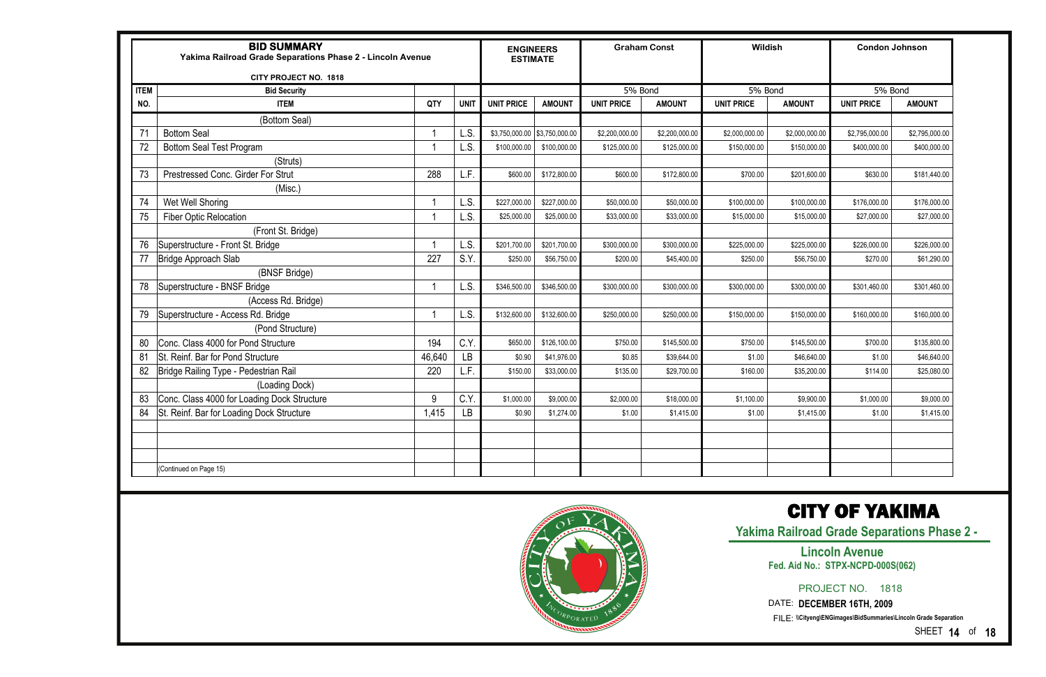| BID SUMMARY<br>Yakima Railroad Grade Separations Phase 2 - Lincoln Avenue<br>CITY PROJECT NO. 1818 | | | | ENGINEERS ESTIMATE | | Graham Const | | Wildish | | Condon Johnson | |
|---|---|---|---|---|---|---|---|---|---|---|---|
| ITEM | Bid Security | | | | | 5% Bond | | 5% Bond | | 5% Bond | |
| NO. | ITEM | QTY | UNIT | UNIT PRICE | AMOUNT | UNIT PRICE | AMOUNT | UNIT PRICE | AMOUNT | UNIT PRICE | AMOUNT |
| | (Bottom Seal) | | | | | | | | | | |
| 71 | Bottom Seal | 1 | L.S. | $3,750,000.00 | $3,750,000.00 | $2,200,000.00 | $2,200,000.00 | $2,000,000.00 | $2,000,000.00 | $2,795,000.00 | $2,795,000.00 |
| 72 | Bottom Seal Test Program | 1 | L.S. | $100,000.00 | $100,000.00 | $125,000.00 | $125,000.00 | $150,000.00 | $150,000.00 | $400,000.00 | $400,000.00 |
| | (Struts) | | | | | | | | | | |
| 73 | Prestressed Conc. Girder For Strut | 288 | L.F. | $600.00 | $172,800.00 | $600.00 | $172,800.00 | $700.00 | $201,600.00 | $630.00 | $181,440.00 |
| | (Misc.) | | | | | | | | | | |
| 74 | Wet Well Shoring | 1 | L.S. | $227,000.00 | $227,000.00 | $50,000.00 | $50,000.00 | $100,000.00 | $100,000.00 | $176,000.00 | $176,000.00 |
| 75 | Fiber Optic Relocation | 1 | L.S. | $25,000.00 | $25,000.00 | $33,000.00 | $33,000.00 | $15,000.00 | $15,000.00 | $27,000.00 | $27,000.00 |
| | (Front St. Bridge) | | | | | | | | | | |
| 76 | Superstructure - Front St. Bridge | 1 | L.S. | $201,700.00 | $201,700.00 | $300,000.00 | $300,000.00 | $225,000.00 | $225,000.00 | $226,000.00 | $226,000.00 |
| 77 | Bridge Approach Slab | 227 | S.Y. | $250.00 | $56,750.00 | $200.00 | $45,400.00 | $250.00 | $56,750.00 | $270.00 | $61,290.00 |
| | (BNSF Bridge) | | | | | | | | | | |
| 78 | Superstructure - BNSF Bridge | 1 | L.S. | $346,500.00 | $346,500.00 | $300,000.00 | $300,000.00 | $300,000.00 | $300,000.00 | $301,460.00 | $301,460.00 |
| | (Access Rd. Bridge) | | | | | | | | | | |
| 79 | Superstructure - Access Rd. Bridge | 1 | L.S. | $132,600.00 | $132,600.00 | $250,000.00 | $250,000.00 | $150,000.00 | $150,000.00 | $160,000.00 | $160,000.00 |
| | (Pond Structure) | | | | | | | | | | |
| 80 | Conc. Class 4000 for Pond Structure | 194 | C.Y. | $650.00 | $126,100.00 | $750.00 | $145,500.00 | $750.00 | $145,500.00 | $700.00 | $135,800.00 |
| 81 | St. Reinf. Bar for Pond Structure | 46,640 | LB | $0.90 | $41,976.00 | $0.85 | $39,644.00 | $1.00 | $46,640.00 | $1.00 | $46,640.00 |
| 82 | Bridge Railing Type - Pedestrian Rail | 220 | L.F. | $150.00 | $33,000.00 | $135.00 | $29,700.00 | $160.00 | $35,200.00 | $114.00 | $25,080.00 |
| | (Loading Dock) | | | | | | | | | | |
| 83 | Conc. Class 4000 for Loading Dock Structure | 9 | C.Y. | $1,000.00 | $9,000.00 | $2,000.00 | $18,000.00 | $1,100.00 | $9,900.00 | $1,000.00 | $9,000.00 |
| 84 | St. Reinf. Bar for Loading Dock Structure | 1,415 | LB | $0.90 | $1,274.00 | $1.00 | $1,415.00 | $1.00 | $1,415.00 | $1.00 | $1,415.00 |
| | (Continued on Page 15) | | | | | | | | | | |

# CITY OF YAKIMA

**Yakima Railroad Grade Separations Phase 2 -**

**Lincoln Avenue**

**Fed. Aid No.: STPX-NCPD-000S(062)**

PROJECT NO. 1818

DATE: **DECEMBER 16TH, 2009**

FILE: **\\Cityeng\ENGimages\BidSummaries\Lincoln Grade Separation**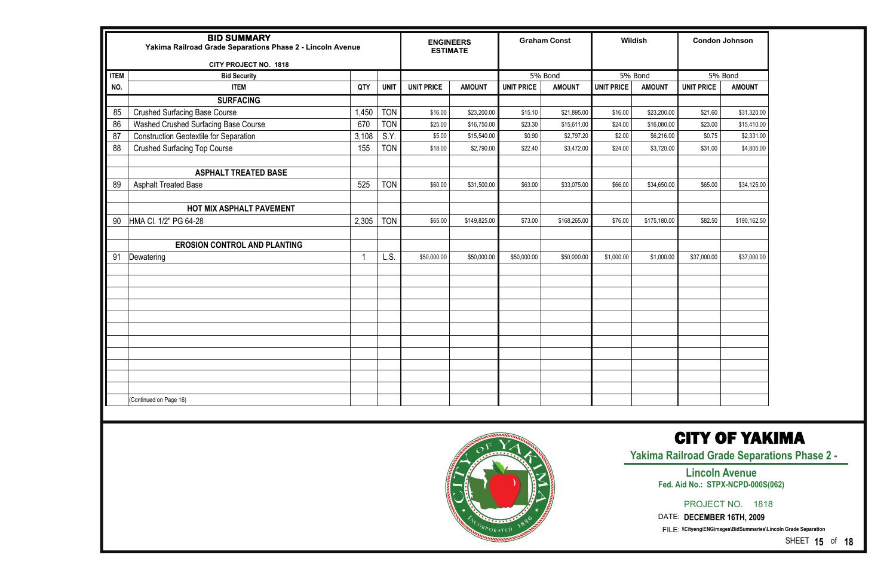| **BID SUMMARY** Yakima Railroad Grade Separations Phase 2 - Lincoln Avenue CITY PROJECT NO. 1818 | | | | **ENGINEERS ESTIMATE** | | **Graham Const** | | **Wildish** | | **Condon Johnson** | |
|---|---|---|---|---|---|---|---|---|---|---|---|
| **ITEM** | **Bid Security** | | | | | 5% Bond | | 5% Bond | | 5% Bond | |
| **NO.** | **ITEM** | **QTY** | **UNIT** | **UNIT PRICE** | **AMOUNT** | **UNIT PRICE** | **AMOUNT** | **UNIT PRICE** | **AMOUNT** | **UNIT PRICE** | **AMOUNT** |
| | **SURFACING** | | | | | | | | | | |
| 85 | Crushed Surfacing Base Course | 1,450 | TON | $16.00 | $23,200.00 | $15.10 | $21,895.00 | $16.00 | $23,200.00 | $21.60 | $31,320.00 |
| 86 | Washed Crushed Surfacing Base Course | 670 | TON | $25.00 | $16,750.00 | $23.30 | $15,611.00 | $24.00 | $16,080.00 | $23.00 | $15,410.00 |
| 87 | Construction Geotextile for Separation | 3,108 | S.Y. | $5.00 | $15,540.00 | $0.90 | $2,797.20 | $2.00 | $6,216.00 | $0.75 | $2,331.00 |
| 88 | Crushed Surfacing Top Course | 155 | TON | $18.00 | $2,790.00 | $22.40 | $3,472.00 | $24.00 | $3,720.00 | $31.00 | $4,805.00 |
| | | | | | | | | | | | |
| | **ASPHALT TREATED BASE** | | | | | | | | | | |
| 89 | Asphalt Treated Base | 525 | TON | $60.00 | $31,500.00 | $63.00 | $33,075.00 | $66.00 | $34,650.00 | $65.00 | $34,125.00 |
| | | | | | | | | | | | |
| | **HOT MIX ASPHALT PAVEMENT** | | | | | | | | | | |
| 90 | HMA Cl. 1/2" PG 64-28 | 2,305 | TON | $65.00 | $149,825.00 | $73.00 | $168,265.00 | $76.00 | $175,180.00 | $82.50 | $190,162.50 |
| | | | | | | | | | | | |
| | **EROSION CONTROL AND PLANTING** | | | | | | | | | | |
| 91 | Dewatering | 1 | L.S. | $50,000.00 | $50,000.00 | $50,000.00 | $50,000.00 | $1,000.00 | $1,000.00 | $37,000.00 | $37,000.00 |
| | (Continued on Page 16) | | | | | | | | | | |

**CITY OF YAKIMA**

**Yakima Railroad Grade Separations Phase 2 - Lincoln Avenue**

**Fed. Aid No.: STPX-NCPD-000S(062)**

PROJECT NO. 1818

DATE: **DECEMBER 16TH, 2009**

FILE: \\Cityeng\ENGimages\BidSummaries\Lincoln Grade Separation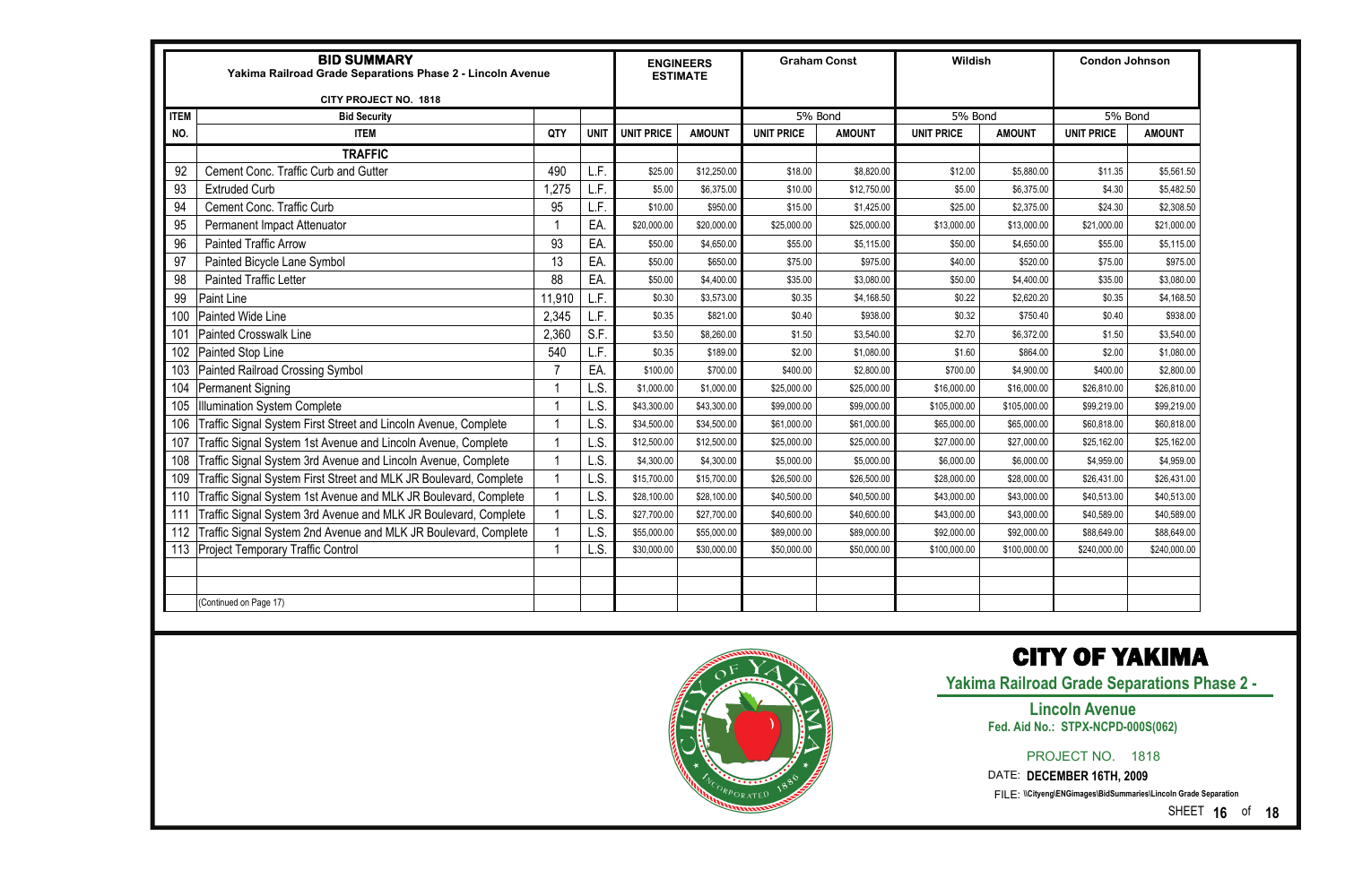| BID SUMMARY<br>Yakima Railroad Grade Separations Phase 2 - Lincoln Avenue<br>CITY PROJECT NO. 1818 | | | | ENGINEERS ESTIMATE | | Graham Const | | Wildish | | Condon Johnson | |
|---|---|---|---|---|---|---|---|---|---|---|---|
| ITEM | Bid Security | | | | | 5% Bond | | 5% Bond | | 5% Bond | |
| NO. | ITEM | QTY | UNIT | UNIT PRICE | AMOUNT | UNIT PRICE | AMOUNT | UNIT PRICE | AMOUNT | UNIT PRICE | AMOUNT |
| | **TRAFFIC** | | | | | | | | | | |
| 92 | Cement Conc. Traffic Curb and Gutter | 490 | L.F. | $25.00 | $12,250.00 | $18.00 | $8,820.00 | $12.00 | $5,880.00 | $11.35 | $5,561.50 |
| 93 | Extruded Curb | 1,275 | L.F. | $5.00 | $6,375.00 | $10.00 | $12,750.00 | $5.00 | $6,375.00 | $4.30 | $5,482.50 |
| 94 | Cement Conc. Traffic Curb | 95 | L.F. | $10.00 | $950.00 | $15.00 | $1,425.00 | $25.00 | $2,375.00 | $24.30 | $2,308.50 |
| 95 | Permanent Impact Attenuator | 1 | EA. | $20,000.00 | $20,000.00 | $25,000.00 | $25,000.00 | $13,000.00 | $13,000.00 | $21,000.00 | $21,000.00 |
| 96 | Painted Traffic Arrow | 93 | EA. | $50.00 | $4,650.00 | $55.00 | $5,115.00 | $50.00 | $4,650.00 | $55.00 | $5,115.00 |
| 97 | Painted Bicycle Lane Symbol | 13 | EA. | $50.00 | $650.00 | $75.00 | $975.00 | $40.00 | $520.00 | $75.00 | $975.00 |
| 98 | Painted Traffic Letter | 88 | EA. | $50.00 | $4,400.00 | $35.00 | $3,080.00 | $50.00 | $4,400.00 | $35.00 | $3,080.00 |
| 99 | Paint Line | 11,910 | L.F. | $0.30 | $3,573.00 | $0.35 | $4,168.50 | $0.22 | $2,620.20 | $0.35 | $4,168.50 |
| 100 | Painted Wide Line | 2,345 | L.F. | $0.35 | $821.00 | $0.40 | $938.00 | $0.32 | $750.40 | $0.40 | $938.00 |
| 101 | Painted Crosswalk Line | 2,360 | S.F. | $3.50 | $8,260.00 | $1.50 | $3,540.00 | $2.70 | $6,372.00 | $1.50 | $3,540.00 |
| 102 | Painted Stop Line | 540 | L.F. | $0.35 | $189.00 | $2.00 | $1,080.00 | $1.60 | $864.00 | $2.00 | $1,080.00 |
| 103 | Painted Railroad Crossing Symbol | 7 | EA. | $100.00 | $700.00 | $400.00 | $2,800.00 | $700.00 | $4,900.00 | $400.00 | $2,800.00 |
| 104 | Permanent Signing | 1 | L.S. | $1,000.00 | $1,000.00 | $25,000.00 | $25,000.00 | $16,000.00 | $16,000.00 | $26,810.00 | $26,810.00 |
| 105 | Illumination System Complete | 1 | L.S. | $43,300.00 | $43,300.00 | $99,000.00 | $99,000.00 | $105,000.00 | $105,000.00 | $99,219.00 | $99,219.00 |
| 106 | Traffic Signal System First Street and Lincoln Avenue, Complete | 1 | L.S. | $34,500.00 | $34,500.00 | $61,000.00 | $61,000.00 | $65,000.00 | $65,000.00 | $60,818.00 | $60,818.00 |
| 107 | Traffic Signal System 1st Avenue and Lincoln Avenue, Complete | 1 | L.S. | $12,500.00 | $12,500.00 | $25,000.00 | $25,000.00 | $27,000.00 | $27,000.00 | $25,162.00 | $25,162.00 |
| 108 | Traffic Signal System 3rd Avenue and Lincoln Avenue, Complete | 1 | L.S. | $4,300.00 | $4,300.00 | $5,000.00 | $5,000.00 | $6,000.00 | $6,000.00 | $4,959.00 | $4,959.00 |
| 109 | Traffic Signal System First Street and MLK JR Boulevard, Complete | 1 | L.S. | $15,700.00 | $15,700.00 | $26,500.00 | $26,500.00 | $28,000.00 | $28,000.00 | $26,431.00 | $26,431.00 |
| 110 | Traffic Signal System 1st Avenue and MLK JR Boulevard, Complete | 1 | L.S. | $28,100.00 | $28,100.00 | $40,500.00 | $40,500.00 | $43,000.00 | $43,000.00 | $40,513.00 | $40,513.00 |
| 111 | Traffic Signal System 3rd Avenue and MLK JR Boulevard, Complete | 1 | L.S. | $27,700.00 | $27,700.00 | $40,600.00 | $40,600.00 | $43,000.00 | $43,000.00 | $40,589.00 | $40,589.00 |
| 112 | Traffic Signal System 2nd Avenue and MLK JR Boulevard, Complete | 1 | L.S. | $55,000.00 | $55,000.00 | $89,000.00 | $89,000.00 | $92,000.00 | $92,000.00 | $88,649.00 | $88,649.00 |
| 113 | Project Temporary Traffic Control | 1 | L.S. | $30,000.00 | $30,000.00 | $50,000.00 | $50,000.00 | $100,000.00 | $100,000.00 | $240,000.00 | $240,000.00 |
| | (Continued on Page 17) | | | | | | | | | | |

# CITY OF YAKIMA

**Yakima Railroad Grade Separations Phase 2 -**

**Lincoln Avenue**

**Fed. Aid No.: STPX-NCPD-000S(062)**

PROJECT NO. 1818

DATE: **DECEMBER 16TH, 2009**

FILE: **\\Cityeng\ENGimages\BidSummaries\Lincoln Grade Separation**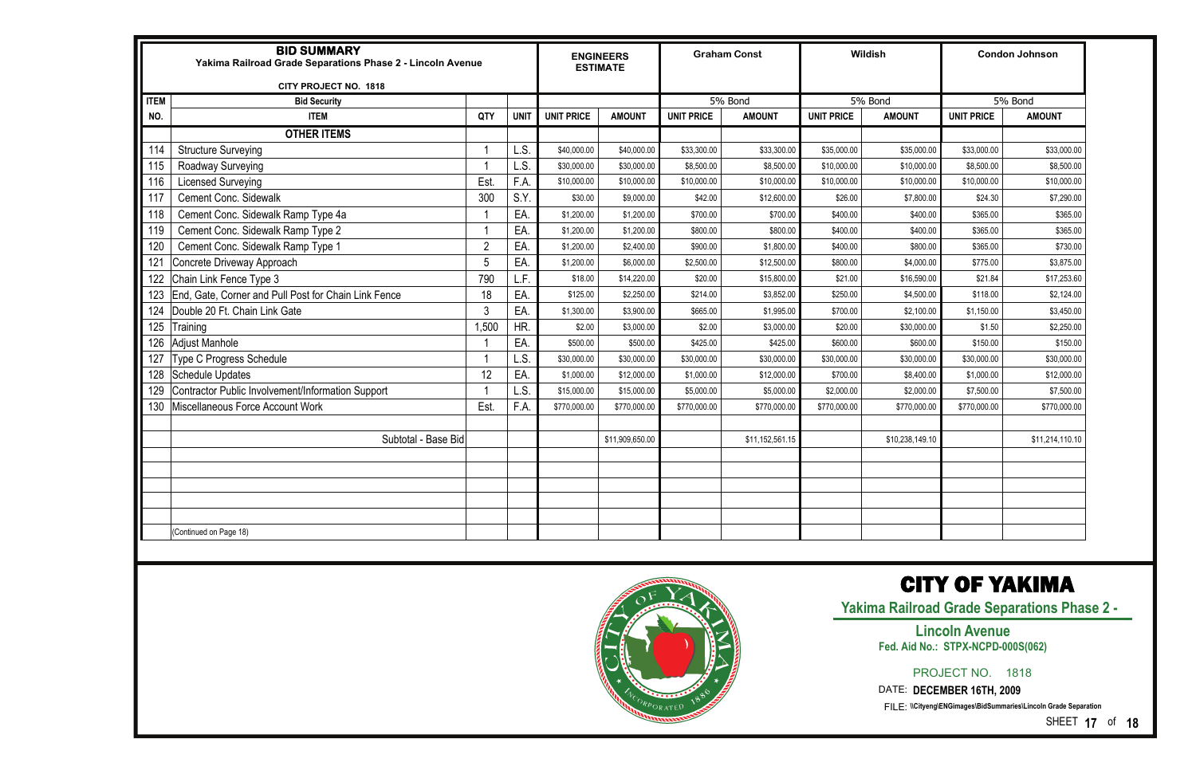| BID SUMMARY Yakima Railroad Grade Separations Phase 2 - Lincoln Avenue CITY PROJECT NO. 1818 | | | | ENGINEERS ESTIMATE | | Graham Const | | Wildish | | Condon Johnson | |
|---|---|---|---|---|---|---|---|---|---|---|---|
| ITEM | Bid Security | | | | | 5% Bond | | 5% Bond | | 5% Bond | |
| NO. | ITEM | QTY | UNIT | UNIT PRICE | AMOUNT | UNIT PRICE | AMOUNT | UNIT PRICE | AMOUNT | UNIT PRICE | AMOUNT |
| | **OTHER ITEMS** | | | | | | | | | | |
| 114 | Structure Surveying | 1 | L.S. | $40,000.00 | $40,000.00 | $33,300.00 | $33,300.00 | $35,000.00 | $35,000.00 | $33,000.00 | $33,000.00 |
| 115 | Roadway Surveying | 1 | L.S. | $30,000.00 | $30,000.00 | $8,500.00 | $8,500.00 | $10,000.00 | $10,000.00 | $8,500.00 | $8,500.00 |
| 116 | Licensed Surveying | Est. | F.A. | $10,000.00 | $10,000.00 | $10,000.00 | $10,000.00 | $10,000.00 | $10,000.00 | $10,000.00 | $10,000.00 |
| 117 | Cement Conc. Sidewalk | 300 | S.Y. | $30.00 | $9,000.00 | $42.00 | $12,600.00 | $26.00 | $7,800.00 | $24.30 | $7,290.00 |
| 118 | Cement Conc. Sidewalk Ramp Type 4a | 1 | EA. | $1,200.00 | $1,200.00 | $700.00 | $700.00 | $400.00 | $400.00 | $365.00 | $365.00 |
| 119 | Cement Conc. Sidewalk Ramp Type 2 | 1 | EA. | $1,200.00 | $1,200.00 | $800.00 | $800.00 | $400.00 | $400.00 | $365.00 | $365.00 |
| 120 | Cement Conc. Sidewalk Ramp Type 1 | 2 | EA. | $1,200.00 | $2,400.00 | $900.00 | $1,800.00 | $400.00 | $800.00 | $365.00 | $730.00 |
| 121 | Concrete Driveway Approach | 5 | EA. | $1,200.00 | $6,000.00 | $2,500.00 | $12,500.00 | $800.00 | $4,000.00 | $775.00 | $3,875.00 |
| 122 | Chain Link Fence Type 3 | 790 | L.F. | $18.00 | $14,220.00 | $20.00 | $15,800.00 | $21.00 | $16,590.00 | $21.84 | $17,253.60 |
| 123 | End, Gate, Corner and Pull Post for Chain Link Fence | 18 | EA. | $125.00 | $2,250.00 | $214.00 | $3,852.00 | $250.00 | $4,500.00 | $118.00 | $2,124.00 |
| 124 | Double 20 Ft. Chain Link Gate | 3 | EA. | $1,300.00 | $3,900.00 | $665.00 | $1,995.00 | $700.00 | $2,100.00 | $1,150.00 | $3,450.00 |
| 125 | Training | 1,500 | HR. | $2.00 | $3,000.00 | $2.00 | $3,000.00 | $20.00 | $30,000.00 | $1.50 | $2,250.00 |
| 126 | Adjust Manhole | 1 | EA. | $500.00 | $500.00 | $425.00 | $425.00 | $600.00 | $600.00 | $150.00 | $150.00 |
| 127 | Type C Progress Schedule | 1 | L.S. | $30,000.00 | $30,000.00 | $30,000.00 | $30,000.00 | $30,000.00 | $30,000.00 | $30,000.00 | $30,000.00 |
| 128 | Schedule Updates | 12 | EA. | $1,000.00 | $12,000.00 | $1,000.00 | $12,000.00 | $700.00 | $8,400.00 | $1,000.00 | $12,000.00 |
| 129 | Contractor Public Involvement/Information Support | 1 | L.S. | $15,000.00 | $15,000.00 | $5,000.00 | $5,000.00 | $2,000.00 | $2,000.00 | $7,500.00 | $7,500.00 |
| 130 | Miscellaneous Force Account Work | Est. | F.A. | $770,000.00 | $770,000.00 | $770,000.00 | $770,000.00 | $770,000.00 | $770,000.00 | $770,000.00 | $770,000.00 |
| | Subtotal - Base Bid | | | | $11,909,650.00 | | $11,152,561.15 | | $10,238,149.10 | | $11,214,110.10 |
| | (Continued on Page 18) | | | | | | | | | | |

**CITY OF YAKIMA**

**Yakima Railroad Grade Separations Phase 2 - Lincoln Avenue**

**Fed. Aid No.: STPX-NCPD-000S(062)**

PROJECT NO. 1818

DATE: **DECEMBER 16TH, 2009**

FILE: \\Cityeng\ENGimages\BidSummaries\Lincoln Grade Separation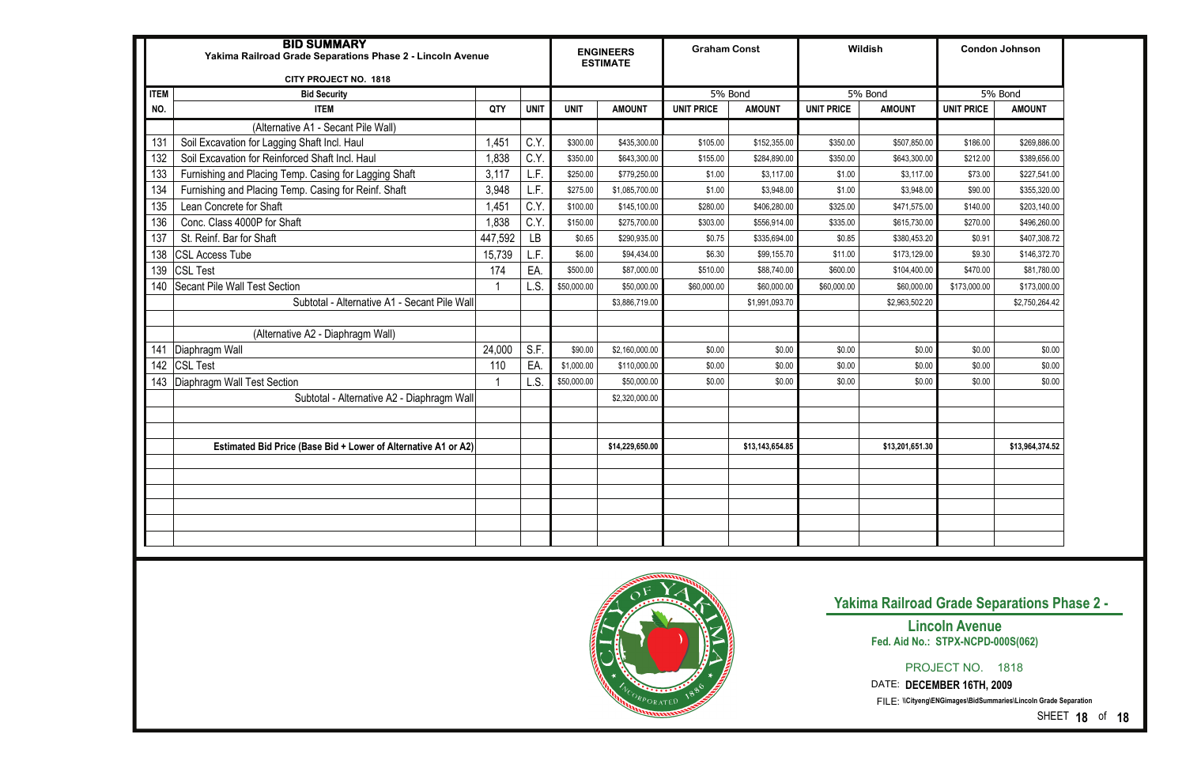| BID SUMMARY<br>Yakima Railroad Grade Separations Phase 2 - Lincoln Avenue<br>CITY PROJECT NO. 1818 | | | | ENGINEERS ESTIMATE | | Graham Const | | Wildish | | Condon Johnson | |
|---|---|---|---|---|---|---|---|---|---|---|---|
| ITEM | Bid Security | | | | | 5% Bond | | 5% Bond | | 5% Bond | |
| NO. | ITEM | QTY | UNIT | UNIT | AMOUNT | UNIT PRICE | AMOUNT | UNIT PRICE | AMOUNT | UNIT PRICE | AMOUNT |
| | (Alternative A1 - Secant Pile Wall) | | | | | | | | | | |
| 131 | Soil Excavation for Lagging Shaft Incl. Haul | 1,451 | C.Y. | $300.00 | $435,300.00 | $105.00 | $152,355.00 | $350.00 | $507,850.00 | $186.00 | $269,886.00 |
| 132 | Soil Excavation for Reinforced Shaft Incl. Haul | 1,838 | C.Y. | $350.00 | $643,300.00 | $155.00 | $284,890.00 | $350.00 | $643,300.00 | $212.00 | $389,656.00 |
| 133 | Furnishing and Placing Temp. Casing for Lagging Shaft | 3,117 | L.F. | $250.00 | $779,250.00 | $1.00 | $3,117.00 | $1.00 | $3,117.00 | $73.00 | $227,541.00 |
| 134 | Furnishing and Placing Temp. Casing for Reinf. Shaft | 3,948 | L.F. | $275.00 | $1,085,700.00 | $1.00 | $3,948.00 | $1.00 | $3,948.00 | $90.00 | $355,320.00 |
| 135 | Lean Concrete for Shaft | 1,451 | C.Y. | $100.00 | $145,100.00 | $280.00 | $406,280.00 | $325.00 | $471,575.00 | $140.00 | $203,140.00 |
| 136 | Conc. Class 4000P for Shaft | 1,838 | C.Y. | $150.00 | $275,700.00 | $303.00 | $556,914.00 | $335.00 | $615,730.00 | $270.00 | $496,260.00 |
| 137 | St. Reinf. Bar for Shaft | 447,592 | LB | $0.65 | $290,935.00 | $0.75 | $335,694.00 | $0.85 | $380,453.20 | $0.91 | $407,308.72 |
| 138 | CSL Access Tube | 15,739 | L.F. | $6.00 | $94,434.00 | $6.30 | $99,155.70 | $11.00 | $173,129.00 | $9.30 | $146,372.70 |
| 139 | CSL Test | 174 | EA. | $500.00 | $87,000.00 | $510.00 | $88,740.00 | $600.00 | $104,400.00 | $470.00 | $81,780.00 |
| 140 | Secant Pile Wall Test Section | 1 | L.S. | $50,000.00 | $50,000.00 | $60,000.00 | $60,000.00 | $60,000.00 | $60,000.00 | $173,000.00 | $173,000.00 |
| | Subtotal - Alternative A1 - Secant Pile Wall | | | | $3,886,719.00 | | $1,991,093.70 | | $2,963,502.20 | | $2,750,264.42 |
| | (Alternative A2 - Diaphragm Wall) | | | | | | | | | | |
| 141 | Diaphragm Wall | 24,000 | S.F. | $90.00 | $2,160,000.00 | $0.00 | $0.00 | $0.00 | $0.00 | $0.00 | $0.00 |
| 142 | CSL Test | 110 | EA. | $1,000.00 | $110,000.00 | $0.00 | $0.00 | $0.00 | $0.00 | $0.00 | $0.00 |
| 143 | Diaphragm Wall Test Section | 1 | L.S. | $50,000.00 | $50,000.00 | $0.00 | $0.00 | $0.00 | $0.00 | $0.00 | $0.00 |
| | Subtotal - Alternative A2 - Diaphragm Wall | | | | $2,320,000.00 | | | | | | |
| | Estimated Bid Price (Base Bid + Lower of Alternative A1 or A2) | | | | $14,229,650.00 | | $13,143,654.85 | | $13,201,651.30 | | $13,964,374.52 |

## Yakima Railroad Grade Separations Phase 2 - Lincoln Avenue

**Fed. Aid No.: STPX-NCPD-000S(062)**

PROJECT NO. 1818

DATE: **DECEMBER 16TH, 2009**

FILE: **\\Cityeng\ENGimages\BidSummaries\Lincoln Grade Separation**

SHEET **18** of **18**